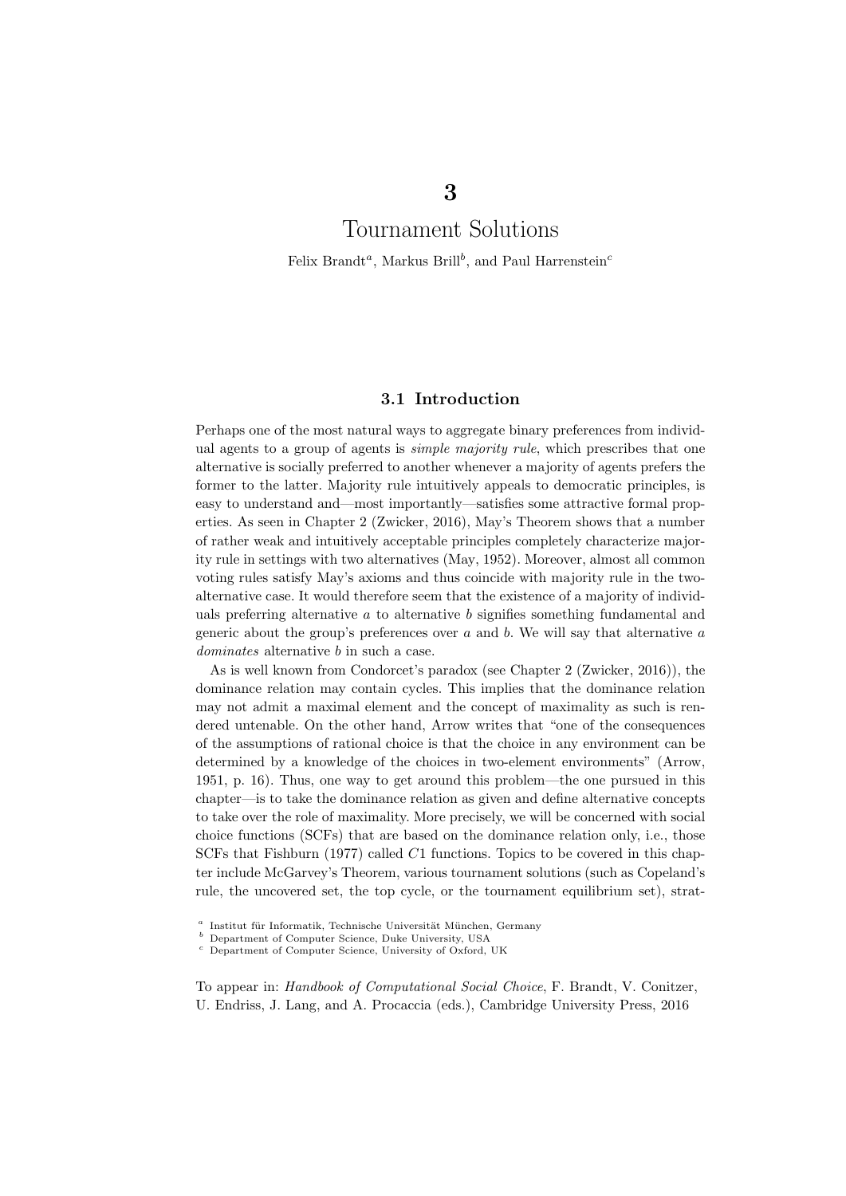# 3

# Tournament Solutions

Felix Brandt[a], Markus Brill[b], and Paul Harrenstein[c]

## 3.1 Introduction

Perhaps one of the most natural ways to aggregate binary preferences from individual agents to a group of agents is *simple majority rule*, which prescribes that one alternative is socially preferred to another whenever a majority of agents prefers the former to the latter. Majority rule intuitively appeals to democratic principles, is easy to understand and—most importantly—satisfies some attractive formal properties. As seen in Chapter 2 (Zwicker, 2016), May's Theorem shows that a number of rather weak and intuitively acceptable principles completely characterize majority rule in settings with two alternatives (May, 1952). Moreover, almost all common voting rules satisfy May's axioms and thus coincide with majority rule in the two-alternative case. It would therefore seem that the existence of a majority of individuals preferring alternative $a$ to alternative $b$ signifies something fundamental and generic about the group's preferences over $a$ and $b$. We will say that alternative $a$ *dominates* alternative $b$ in such a case.

As is well known from Condorcet's paradox (see Chapter 2 (Zwicker, 2016)), the dominance relation may contain cycles. This implies that the dominance relation may not admit a maximal element and the concept of maximality as such is rendered untenable. On the other hand, Arrow writes that "one of the consequences of the assumptions of rational choice is that the choice in any environment can be determined by a knowledge of the choices in two-element environments" (Arrow, 1951, p. 16). Thus, one way to get around this problem—the one pursued in this chapter—is to take the dominance relation as given and define alternative concepts to take over the role of maximality. More precisely, we will be concerned with social choice functions (SCFs) that are based on the dominance relation only, i.e., those SCFs that Fishburn (1977) called $C1$ functions. Topics to be covered in this chapter include McGarvey's Theorem, various tournament solutions (such as Copeland's rule, the uncovered set, the top cycle, or the tournament equilibrium set), strat-

[a] Institut für Informatik, Technische Universität München, Germany
[b] Department of Computer Science, Duke University, USA
[c] Department of Computer Science, University of Oxford, UK

To appear in: *Handbook of Computational Social Choice*, F. Brandt, V. Conitzer, U. Endriss, J. Lang, and A. Procaccia (eds.), Cambridge University Press, 2016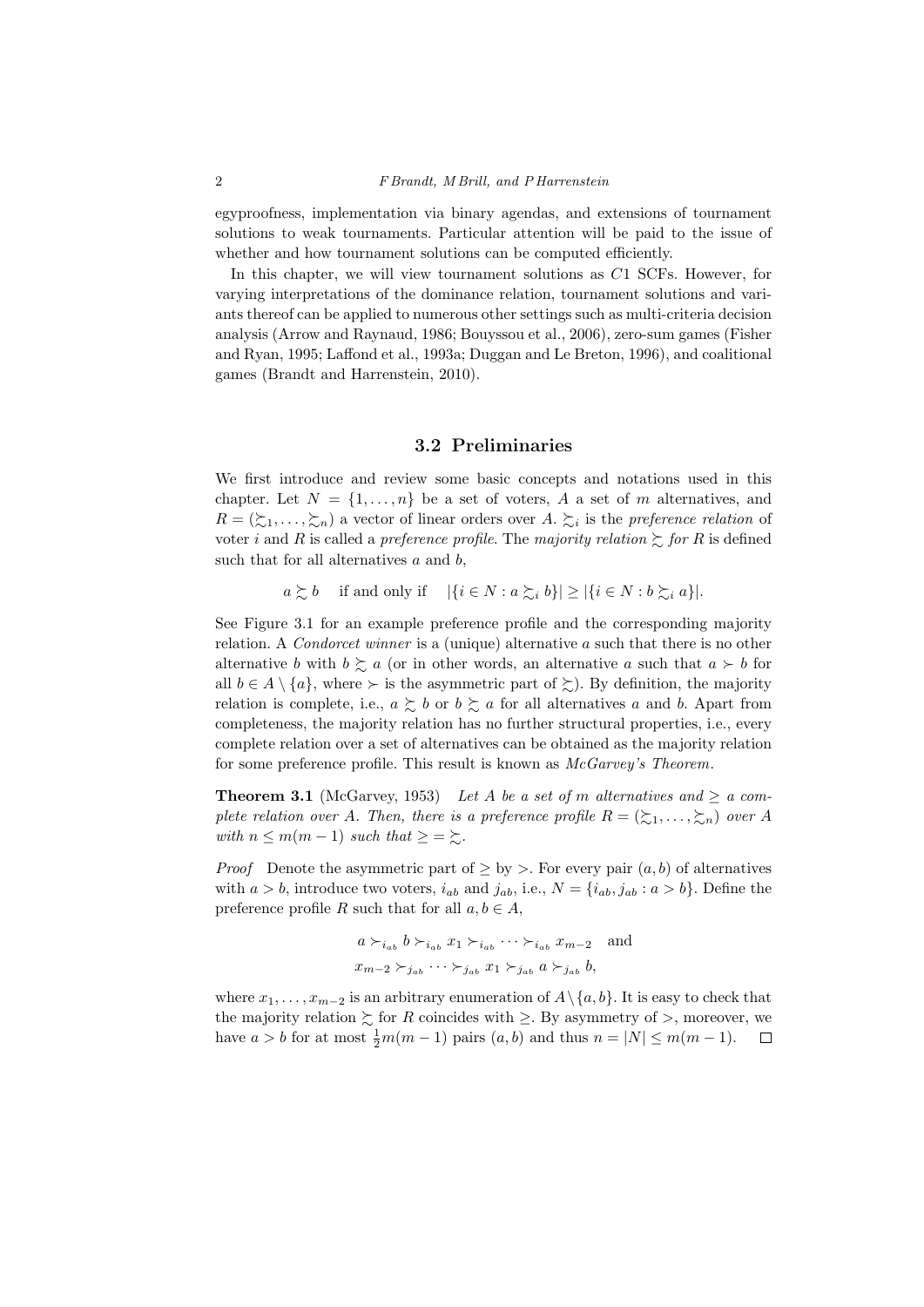egyproofness, implementation via binary agendas, and extensions of tournament solutions to weak tournaments. Particular attention will be paid to the issue of whether and how tournament solutions can be computed efficiently.

In this chapter, we will view tournament solutions as $C1$ SCFs. However, for varying interpretations of the dominance relation, tournament solutions and variants thereof can be applied to numerous other settings such as multi-criteria decision analysis (Arrow and Raynaud, 1986; Bouyssou et al., 2006), zero-sum games (Fisher and Ryan, 1995; Laffond et al., 1993a; Duggan and Le Breton, 1996), and coalitional games (Brandt and Harrenstein, 2010).

## 3.2 Preliminaries

We first introduce and review some basic concepts and notations used in this chapter. Let $N = \{1, \ldots, n\}$ be a set of voters, $A$ a set of $m$ alternatives, and $R = (\succsim_1, \ldots, \succsim_n)$ a vector of linear orders over $A$. $\succsim_i$ is the *preference relation* of voter $i$ and $R$ is called a *preference profile*. The *majority relation* $\succsim$ *for* $R$ is defined such that for all alternatives $a$ and $b$,

$$a \succsim b \quad \text{if and only if} \quad |\{i \in N : a \succsim_i b\}| \geq |\{i \in N : b \succsim_i a\}|.$$

See Figure 3.1 for an example preference profile and the corresponding majority relation. A *Condorcet winner* is a (unique) alternative $a$ such that there is no other alternative $b$ with $b \succsim a$ (or in other words, an alternative $a$ such that $a \succ b$ for all $b \in A \setminus \{a\}$, where $\succ$ is the asymmetric part of $\succsim$). By definition, the majority relation is complete, i.e., $a \succsim b$ or $b \succsim a$ for all alternatives $a$ and $b$. Apart from completeness, the majority relation has no further structural properties, i.e., every complete relation over a set of alternatives can be obtained as the majority relation for some preference profile. This result is known as *McGarvey's Theorem*.

**Theorem 3.1** (McGarvey, 1953) *Let $A$ be a set of $m$ alternatives and $\geq$ a complete relation over $A$. Then, there is a preference profile $R = (\succsim_1, \ldots, \succsim_n)$ over $A$ with $n \leq m(m-1)$ such that $\geq = \succsim$.*

*Proof* Denote the asymmetric part of $\geq$ by $>$. For every pair $(a, b)$ of alternatives with $a > b$, introduce two voters, $i_{ab}$ and $j_{ab}$, i.e., $N = \{i_{ab}, j_{ab} : a > b\}$. Define the preference profile $R$ such that for all $a, b \in A$,

$$a \succ_{i_{ab}} b \succ_{i_{ab}} x_1 \succ_{i_{ab}} \cdots \succ_{i_{ab}} x_{m-2} \quad \text{and}$$
$$x_{m-2} \succ_{j_{ab}} \cdots \succ_{j_{ab}} x_1 \succ_{j_{ab}} a \succ_{j_{ab}} b,$$

where $x_1, \ldots, x_{m-2}$ is an arbitrary enumeration of $A \setminus \{a, b\}$. It is easy to check that the majority relation $\succsim$ for $R$ coincides with $\geq$. By asymmetry of $>$, moreover, we have $a > b$ for at most $\frac{1}{2}m(m-1)$ pairs $(a, b)$ and thus $n = |N| \leq m(m-1)$. □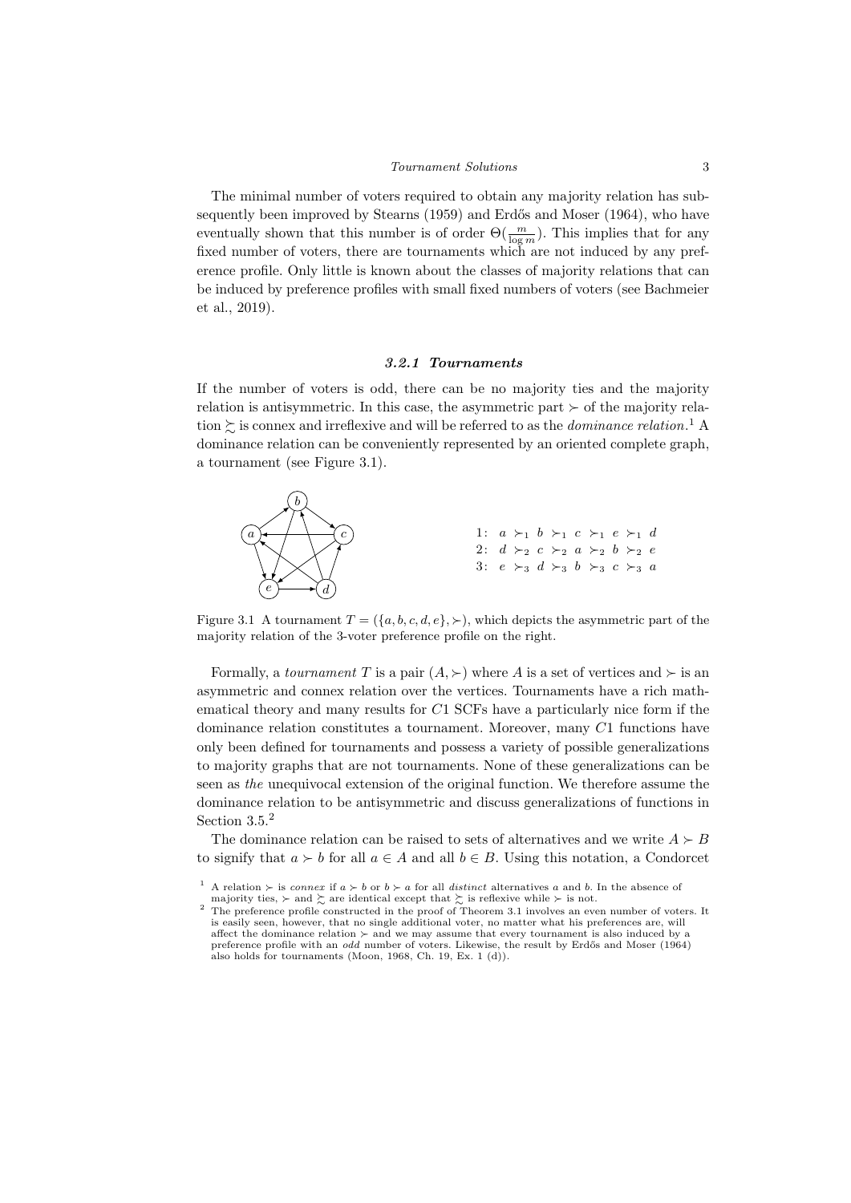The minimal number of voters required to obtain any majority relation has subsequently been improved by Stearns (1959) and Erdős and Moser (1964), who have eventually shown that this number is of order $\Theta(\frac{m}{\log m})$. This implies that for any fixed number of voters, there are tournaments which are not induced by any preference profile. Only little is known about the classes of majority relations that can be induced by preference profiles with small fixed numbers of voters (see Bachmeier et al., 2019).

### *3.2.1 Tournaments*

If the number of voters is odd, there can be no majority ties and the majority relation is antisymmetric. In this case, the asymmetric part $\succ$ of the majority relation $\succsim$ is connex and irreflexive and will be referred to as the *dominance relation*.[1] A dominance relation can be conveniently represented by an oriented complete graph, a tournament (see Figure 3.1).

1: $a \succ_1 b \succ_1 c \succ_1 e \succ_1 d$
2: $d \succ_2 c \succ_2 a \succ_2 b \succ_2 e$
3: $e \succ_3 d \succ_3 b \succ_3 c \succ_3 a$

Figure 3.1 A tournament $T = (\{a, b, c, d, e\}, \succ)$, which depicts the asymmetric part of the majority relation of the 3-voter preference profile on the right.

Formally, a *tournament* $T$ is a pair $(A, \succ)$ where $A$ is a set of vertices and $\succ$ is an asymmetric and connex relation over the vertices. Tournaments have a rich mathematical theory and many results for $C1$ SCFs have a particularly nice form if the dominance relation constitutes a tournament. Moreover, many $C1$ functions have only been defined for tournaments and possess a variety of possible generalizations to majority graphs that are not tournaments. None of these generalizations can be seen as *the* unequivocal extension of the original function. We therefore assume the dominance relation to be antisymmetric and discuss generalizations of functions in Section 3.5.[2]

The dominance relation can be raised to sets of alternatives and we write $A \succ B$ to signify that $a \succ b$ for all $a \in A$ and all $b \in B$. Using this notation, a Condorcet

[1] A relation $\succ$ is *connex* if $a \succ b$ or $b \succ a$ for all *distinct* alternatives $a$ and $b$. In the absence of majority ties, $\succ$ and $\succsim$ are identical except that $\succsim$ is reflexive while $\succ$ is not.

[2] The preference profile constructed in the proof of Theorem 3.1 involves an even number of voters. It is easily seen, however, that no single additional voter, no matter what his preferences are, will affect the dominance relation $\succ$ and we may assume that every tournament is also induced by a preference profile with an *odd* number of voters. Likewise, the result by Erdős and Moser (1964) also holds for tournaments (Moon, 1968, Ch. 19, Ex. 1 (d)).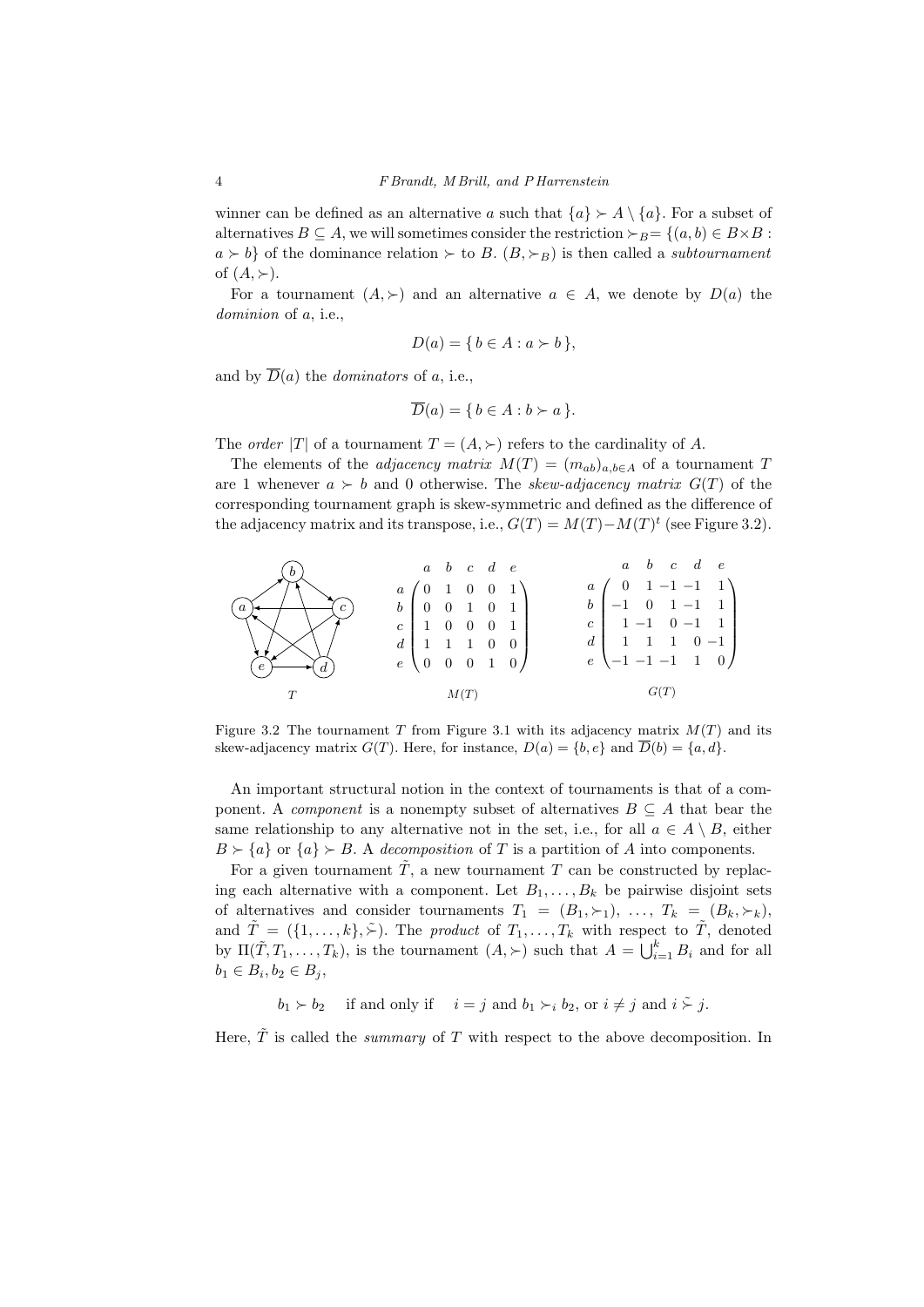winner can be defined as an alternative $a$ such that $\{a\} \succ A \setminus \{a\}$. For a subset of alternatives $B \subseteq A$, we will sometimes consider the restriction $\succ_B = \{(a, b) \in B \times B : a \succ b\}$ of the dominance relation $\succ$ to $B$. $(B, \succ_B)$ is then called a *subtournament* of $(A, \succ)$.

For a tournament $(A, \succ)$ and an alternative $a \in A$, we denote by $D(a)$ the *dominion* of $a$, i.e.,

$$D(a) = \{ b \in A : a \succ b \},$$

and by $\overline{D}(a)$ the *dominators* of $a$, i.e.,

$$\overline{D}(a) = \{ b \in A : b \succ a \}.$$

The *order* $|T|$ of a tournament $T = (A, \succ)$ refers to the cardinality of $A$.

The elements of the *adjacency matrix* $M(T) = (m_{ab})_{a,b \in A}$ of a tournament $T$ are 1 whenever $a \succ b$ and 0 otherwise. The *skew-adjacency matrix* $G(T)$ of the corresponding tournament graph is skew-symmetric and defined as the difference of the adjacency matrix and its transpose, i.e., $G(T) = M(T) - M(T)^t$ (see Figure 3.2).

$$M(T) = \begin{array}{c} \\ a \\ b \\ c \\ d \\ e \end{array} \begin{array}{c} \begin{array}{ccccc} a & b & c & d & e \end{array} \\ \begin{pmatrix} 0 & 1 & 0 & 0 & 1 \\ 0 & 0 & 1 & 0 & 1 \\ 1 & 0 & 0 & 0 & 1 \\ 1 & 1 & 1 & 0 & 0 \\ 0 & 0 & 0 & 1 & 0 \end{pmatrix} \end{array}$$

$$G(T) = \begin{array}{c} \\ a \\ b \\ c \\ d \\ e \end{array} \begin{array}{c} \begin{array}{ccccc} a & b & c & d & e \end{array} \\ \begin{pmatrix} 0 & 1 & -1 & -1 & 1 \\ -1 & 0 & 1 & -1 & 1 \\ 1 & -1 & 0 & -1 & 1 \\ 1 & 1 & 1 & 0 & -1 \\ -1 & -1 & -1 & 1 & 0 \end{pmatrix} \end{array}$$

Figure 3.2 The tournament $T$ from Figure 3.1 with its adjacency matrix $M(T)$ and its skew-adjacency matrix $G(T)$. Here, for instance, $D(a) = \{b, e\}$ and $\overline{D}(b) = \{a, d\}$.

An important structural notion in the context of tournaments is that of a component. A *component* is a nonempty subset of alternatives $B \subseteq A$ that bear the same relationship to any alternative not in the set, i.e., for all $a \in A \setminus B$, either $B \succ \{a\}$ or $\{a\} \succ B$. A *decomposition* of $T$ is a partition of $A$ into components.

For a given tournament $\tilde{T}$, a new tournament $T$ can be constructed by replacing each alternative with a component. Let $B_1, \ldots, B_k$ be pairwise disjoint sets of alternatives and consider tournaments $T_1 = (B_1, \succ_1), \ldots, T_k = (B_k, \succ_k)$, and $\tilde{T} = (\{1, \ldots, k\}, \tilde{\succ})$. The *product* of $T_1, \ldots, T_k$ with respect to $\tilde{T}$, denoted by $\Pi(\tilde{T}, T_1, \ldots, T_k)$, is the tournament $(A, \succ)$ such that $A = \bigcup_{i=1}^{k} B_i$ and for all $b_1 \in B_i, b_2 \in B_j$,

$$b_1 \succ b_2 \quad \text{if and only if} \quad i = j \text{ and } b_1 \succ_i b_2, \text{ or } i \neq j \text{ and } i \mathrel{\tilde{\succ}} j.$$

Here, $\tilde{T}$ is called the *summary* of $T$ with respect to the above decomposition. In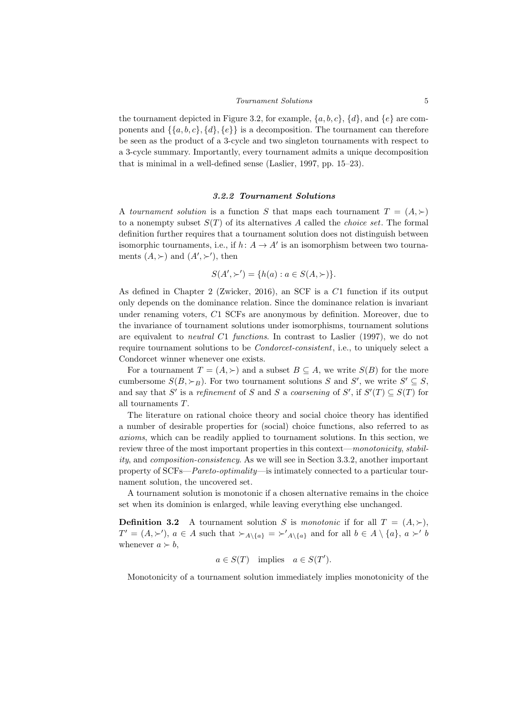the tournament depicted in Figure 3.2, for example, $\{a, b, c\}$, $\{d\}$, and $\{e\}$ are components and $\{\{a, b, c\}, \{d\}, \{e\}\}$ is a decomposition. The tournament can therefore be seen as the product of a 3-cycle and two singleton tournaments with respect to a 3-cycle summary. Importantly, every tournament admits a unique decomposition that is minimal in a well-defined sense (Laslier, 1997, pp. 15–23).

### 3.2.2 Tournament Solutions

A *tournament solution* is a function $S$ that maps each tournament $T = (A, \succ)$ to a nonempty subset $S(T)$ of its alternatives $A$ called the *choice set*. The formal definition further requires that a tournament solution does not distinguish between isomorphic tournaments, i.e., if $h\colon A \to A'$ is an isomorphism between two tournaments $(A, \succ)$ and $(A', \succ')$, then

$$S(A', \succ') = \{h(a) : a \in S(A, \succ)\}.$$

As defined in Chapter 2 (Zwicker, 2016), an SCF is a $C1$ function if its output only depends on the dominance relation. Since the dominance relation is invariant under renaming voters, $C1$ SCFs are anonymous by definition. Moreover, due to the invariance of tournament solutions under isomorphisms, tournament solutions are equivalent to *neutral* $C1$ *functions*. In contrast to Laslier (1997), we do not require tournament solutions to be *Condorcet-consistent*, i.e., to uniquely select a Condorcet winner whenever one exists.

For a tournament $T = (A, \succ)$ and a subset $B \subseteq A$, we write $S(B)$ for the more cumbersome $S(B, \succ_B)$. For two tournament solutions $S$ and $S'$, we write $S' \subseteq S$, and say that $S'$ is a *refinement* of $S$ and $S$ a *coarsening* of $S'$, if $S'(T) \subseteq S(T)$ for all tournaments $T$.

The literature on rational choice theory and social choice theory has identified a number of desirable properties for (social) choice functions, also referred to as *axioms*, which can be readily applied to tournament solutions. In this section, we review three of the most important properties in this context—*monotonicity*, *stability*, and *composition-consistency*. As we will see in Section 3.3.2, another important property of SCFs—*Pareto-optimality*—is intimately connected to a particular tournament solution, the uncovered set.

A tournament solution is monotonic if a chosen alternative remains in the choice set when its dominion is enlarged, while leaving everything else unchanged.

**Definition 3.2** A tournament solution $S$ is *monotonic* if for all $T = (A, \succ)$, $T' = (A, \succ')$, $a \in A$ such that $\succ_{A\setminus\{a\}} = \succ'_{A\setminus\{a\}}$ and for all $b \in A \setminus \{a\}$, $a \succ' b$ whenever $a \succ b$,

$$a \in S(T) \quad \text{implies} \quad a \in S(T').$$

Monotonicity of a tournament solution immediately implies monotonicity of the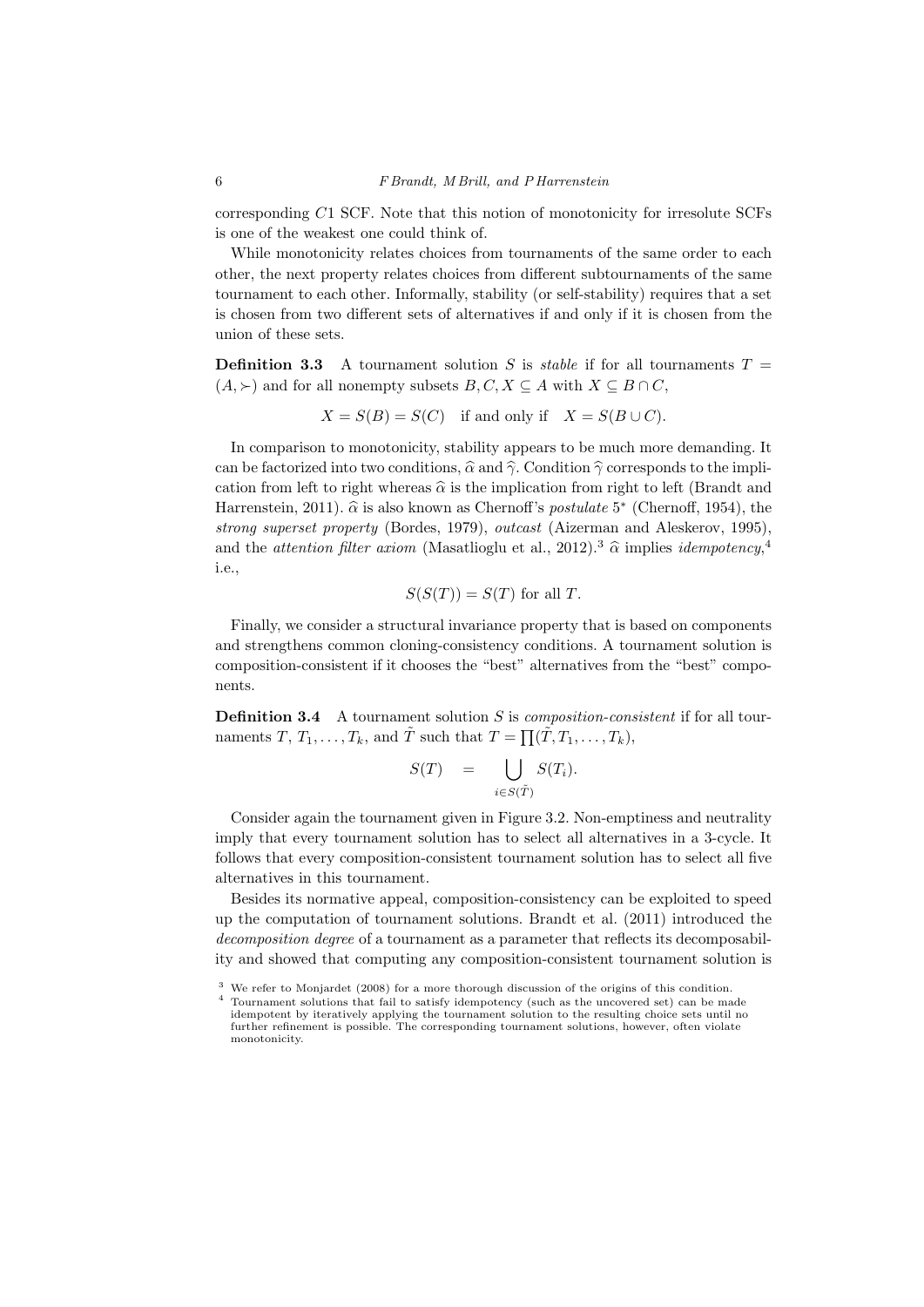corresponding $C1$ SCF. Note that this notion of monotonicity for irresolute SCFs is one of the weakest one could think of.

While monotonicity relates choices from tournaments of the same order to each other, the next property relates choices from different subtournaments of the same tournament to each other. Informally, stability (or self-stability) requires that a set is chosen from two different sets of alternatives if and only if it is chosen from the union of these sets.

**Definition 3.3** A tournament solution $S$ is *stable* if for all tournaments $T = (A, \succ)$ and for all nonempty subsets $B, C, X \subseteq A$ with $X \subseteq B \cap C$,

$$X = S(B) = S(C) \quad \text{if and only if} \quad X = S(B \cup C).$$

In comparison to monotonicity, stability appears to be much more demanding. It can be factorized into two conditions, $\widehat{\alpha}$ and $\widehat{\gamma}$. Condition $\widehat{\gamma}$ corresponds to the implication from left to right whereas $\widehat{\alpha}$ is the implication from right to left (Brandt and Harrenstein, 2011). $\widehat{\alpha}$ is also known as Chernoff's *postulate* $5^*$ (Chernoff, 1954), the *strong superset property* (Bordes, 1979), *outcast* (Aizerman and Aleskerov, 1995), and the *attention filter axiom* (Masatlioglu et al., 2012).[3] $\widehat{\alpha}$ implies *idempotency*,[4] i.e.,

$$S(S(T)) = S(T) \text{ for all } T.$$

Finally, we consider a structural invariance property that is based on components and strengthens common cloning-consistency conditions. A tournament solution is composition-consistent if it chooses the "best" alternatives from the "best" components.

**Definition 3.4** A tournament solution $S$ is *composition-consistent* if for all tournaments $T$, $T_1, \ldots, T_k$, and $\tilde{T}$ such that $T = \prod(\tilde{T}, T_1, \ldots, T_k)$,

$$S(T) \quad = \quad \bigcup_{i \in S(\tilde{T})} S(T_i).$$

Consider again the tournament given in Figure 3.2. Non-emptiness and neutrality imply that every tournament solution has to select all alternatives in a 3-cycle. It follows that every composition-consistent tournament solution has to select all five alternatives in this tournament.

Besides its normative appeal, composition-consistency can be exploited to speed up the computation of tournament solutions. Brandt et al. (2011) introduced the *decomposition degree* of a tournament as a parameter that reflects its decomposability and showed that computing any composition-consistent tournament solution is

[3] We refer to Monjardet (2008) for a more thorough discussion of the origins of this condition.

[4] Tournament solutions that fail to satisfy idempotency (such as the uncovered set) can be made idempotent by iteratively applying the tournament solution to the resulting choice sets until no further refinement is possible. The corresponding tournament solutions, however, often violate monotonicity.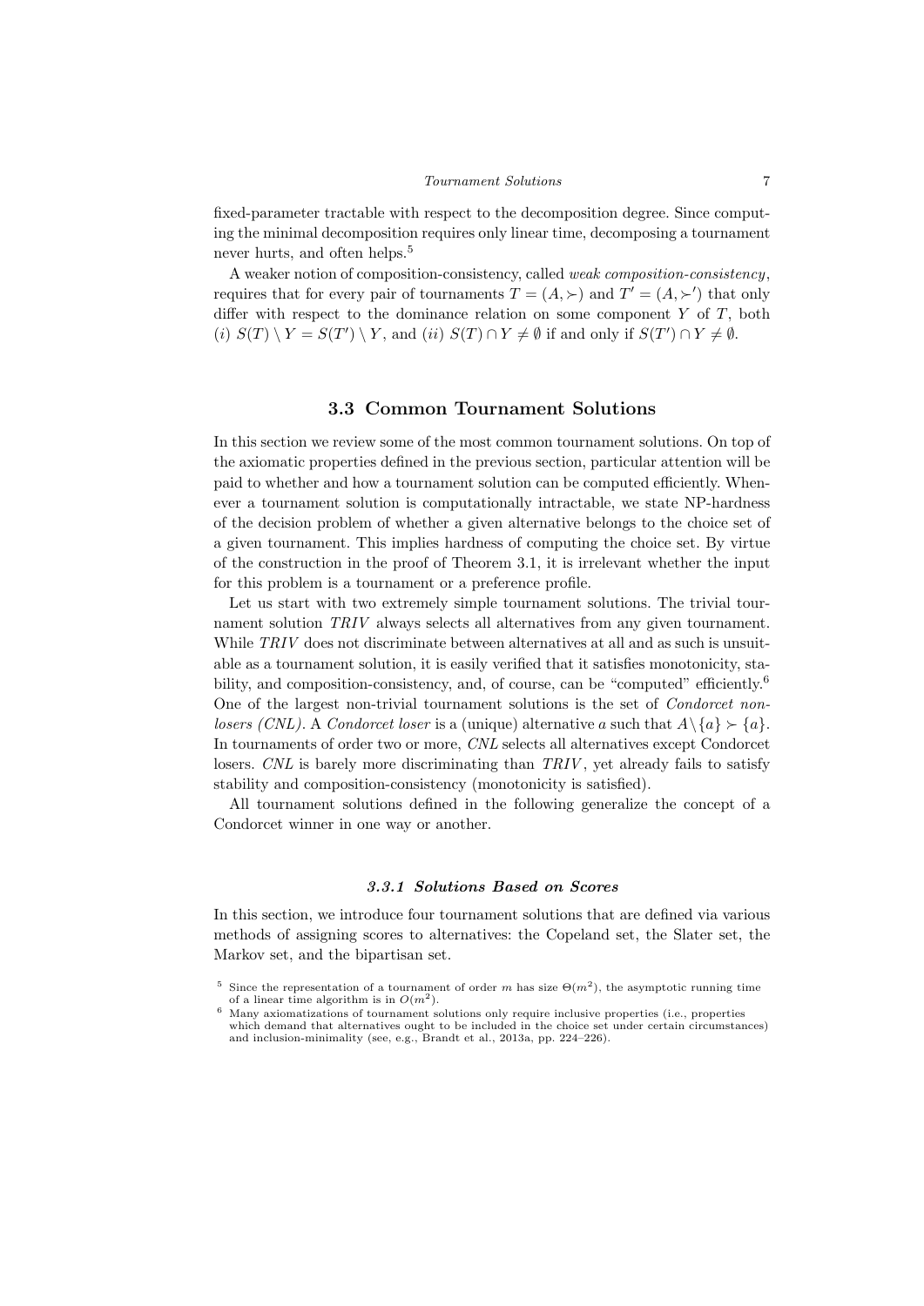fixed-parameter tractable with respect to the decomposition degree. Since computing the minimal decomposition requires only linear time, decomposing a tournament never hurts, and often helps.[5]

A weaker notion of composition-consistency, called *weak composition-consistency*, requires that for every pair of tournaments $T = (A, \succ)$ and $T' = (A, \succ')$ that only differ with respect to the dominance relation on some component $Y$ of $T$, both $(i)$ $S(T) \setminus Y = S(T') \setminus Y$, and $(ii)$ $S(T) \cap Y \neq \emptyset$ if and only if $S(T') \cap Y \neq \emptyset$.

## 3.3 Common Tournament Solutions

In this section we review some of the most common tournament solutions. On top of the axiomatic properties defined in the previous section, particular attention will be paid to whether and how a tournament solution can be computed efficiently. Whenever a tournament solution is computationally intractable, we state NP-hardness of the decision problem of whether a given alternative belongs to the choice set of a given tournament. This implies hardness of computing the choice set. By virtue of the construction in the proof of Theorem 3.1, it is irrelevant whether the input for this problem is a tournament or a preference profile.

Let us start with two extremely simple tournament solutions. The trivial tournament solution *TRIV* always selects all alternatives from any given tournament. While *TRIV* does not discriminate between alternatives at all and as such is unsuitable as a tournament solution, it is easily verified that it satisfies monotonicity, stability, and composition-consistency, and, of course, can be "computed" efficiently.[6] One of the largest non-trivial tournament solutions is the set of *Condorcet non-losers (CNL)*. A *Condorcet loser* is a (unique) alternative $a$ such that $A \setminus \{a\} \succ \{a\}$. In tournaments of order two or more, *CNL* selects all alternatives except Condorcet losers. *CNL* is barely more discriminating than *TRIV*, yet already fails to satisfy stability and composition-consistency (monotonicity is satisfied).

All tournament solutions defined in the following generalize the concept of a Condorcet winner in one way or another.

### 3.3.1 Solutions Based on Scores

In this section, we introduce four tournament solutions that are defined via various methods of assigning scores to alternatives: the Copeland set, the Slater set, the Markov set, and the bipartisan set.

[5] Since the representation of a tournament of order $m$ has size $\Theta(m^2)$, the asymptotic running time of a linear time algorithm is in $O(m^2)$.

[6] Many axiomatizations of tournament solutions only require inclusive properties (i.e., properties which demand that alternatives ought to be included in the choice set under certain circumstances) and inclusion-minimality (see, e.g., Brandt et al., 2013a, pp. 224–226).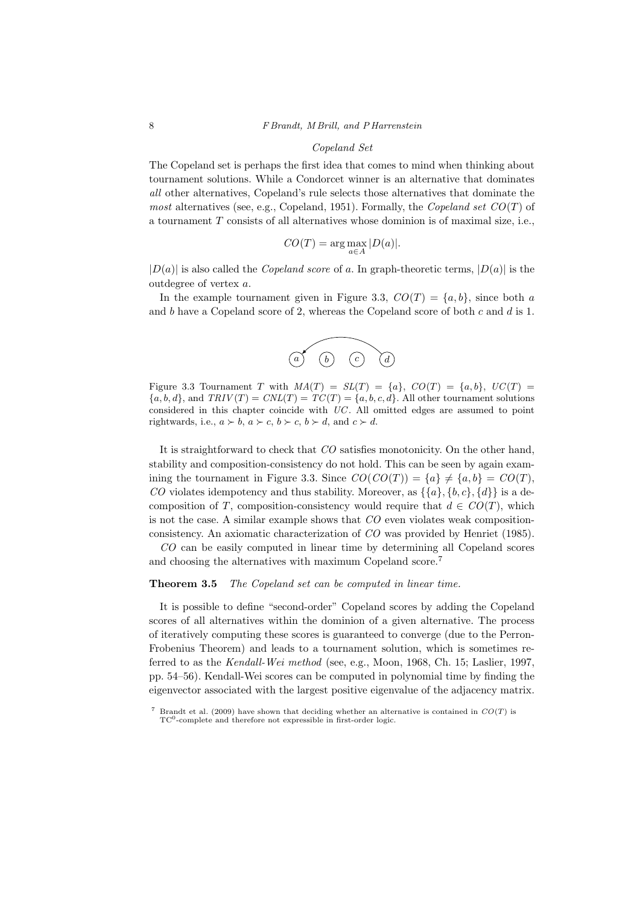*Copeland Set*

The Copeland set is perhaps the first idea that comes to mind when thinking about tournament solutions. While a Condorcet winner is an alternative that dominates *all* other alternatives, Copeland's rule selects those alternatives that dominate the *most* alternatives (see, e.g., Copeland, 1951). Formally, the *Copeland set* $CO(T)$ of a tournament $T$ consists of all alternatives whose dominion is of maximal size, i.e.,

$$CO(T) = \arg\max_{a \in A} |D(a)|.$$

$|D(a)|$ is also called the *Copeland score* of $a$. In graph-theoretic terms, $|D(a)|$ is the outdegree of vertex $a$.

In the example tournament given in Figure 3.3, $CO(T) = \{a, b\}$, since both $a$ and $b$ have a Copeland score of 2, whereas the Copeland score of both $c$ and $d$ is 1.

Figure 3.3 Tournament $T$ with $MA(T) = SL(T) = \{a\}$, $CO(T) = \{a, b\}$, $UC(T) = \{a, b, d\}$, and $TRIV(T) = CNL(T) = TC(T) = \{a, b, c, d\}$. All other tournament solutions considered in this chapter coincide with $UC$. All omitted edges are assumed to point rightwards, i.e., $a \succ b$, $a \succ c$, $b \succ c$, $b \succ d$, and $c \succ d$.

It is straightforward to check that $CO$ satisfies monotonicity. On the other hand, stability and composition-consistency do not hold. This can be seen by again examining the tournament in Figure 3.3. Since $CO(CO(T)) = \{a\} \neq \{a, b\} = CO(T)$, $CO$ violates idempotency and thus stability. Moreover, as $\{\{a\}, \{b, c\}, \{d\}\}$ is a decomposition of $T$, composition-consistency would require that $d \in CO(T)$, which is not the case. A similar example shows that $CO$ even violates weak composition-consistency. An axiomatic characterization of $CO$ was provided by Henriet (1985).

$CO$ can be easily computed in linear time by determining all Copeland scores and choosing the alternatives with maximum Copeland score.[7]

**Theorem 3.5** *The Copeland set can be computed in linear time.*

It is possible to define "second-order" Copeland scores by adding the Copeland scores of all alternatives within the dominion of a given alternative. The process of iteratively computing these scores is guaranteed to converge (due to the Perron-Frobenius Theorem) and leads to a tournament solution, which is sometimes referred to as the *Kendall-Wei method* (see, e.g., Moon, 1968, Ch. 15; Laslier, 1997, pp. 54–56). Kendall-Wei scores can be computed in polynomial time by finding the eigenvector associated with the largest positive eigenvalue of the adjacency matrix.

[7] Brandt et al. (2009) have shown that deciding whether an alternative is contained in $CO(T)$ is $\mathrm{TC}^0$-complete and therefore not expressible in first-order logic.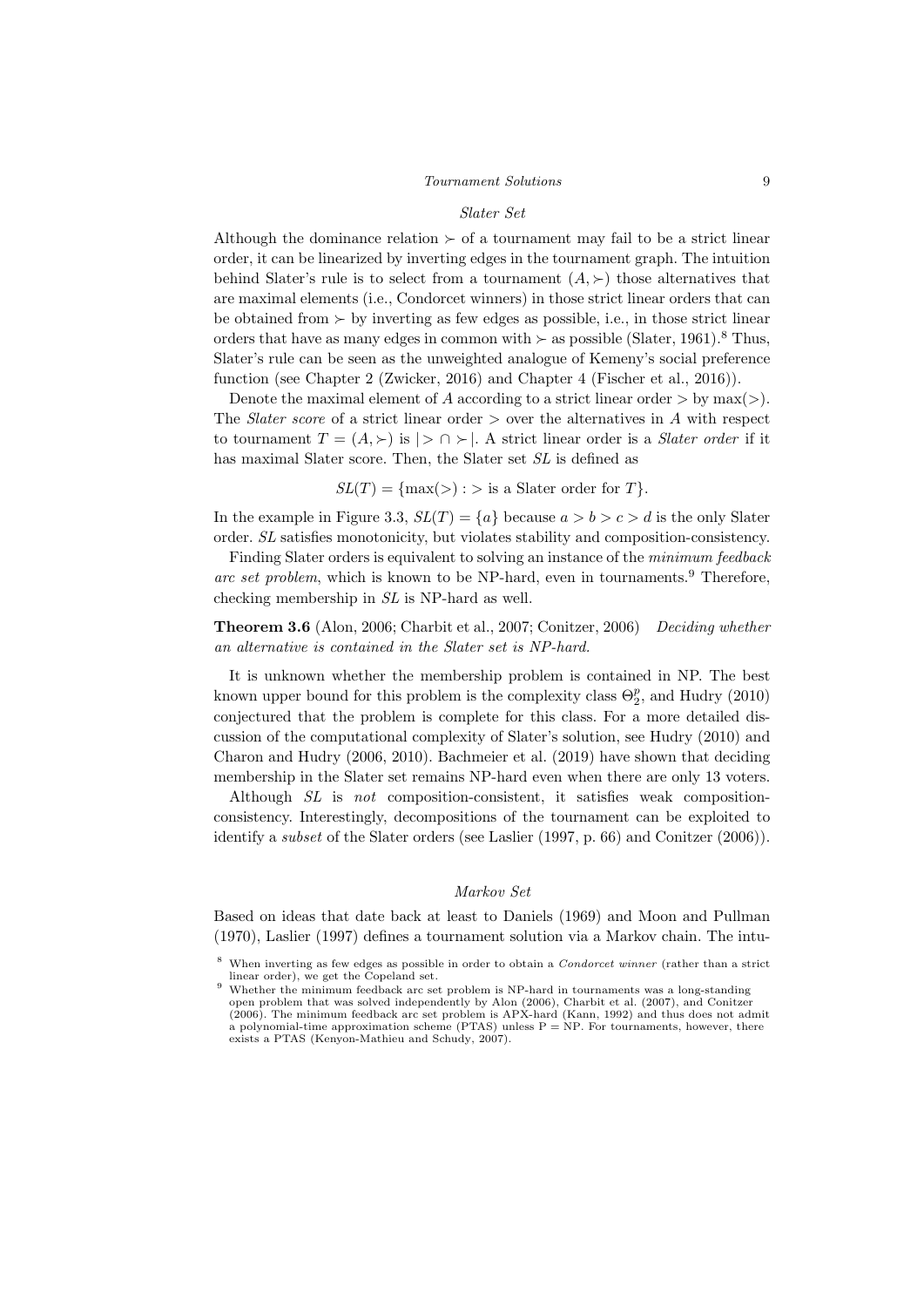### *Slater Set*

Although the dominance relation $\succ$ of a tournament may fail to be a strict linear order, it can be linearized by inverting edges in the tournament graph. The intuition behind Slater's rule is to select from a tournament $(A, \succ)$ those alternatives that are maximal elements (i.e., Condorcet winners) in those strict linear orders that can be obtained from $\succ$ by inverting as few edges as possible, i.e., in those strict linear orders that have as many edges in common with $\succ$ as possible (Slater, 1961).[8] Thus, Slater's rule can be seen as the unweighted analogue of Kemeny's social preference function (see Chapter 2 (Zwicker, 2016) and Chapter 4 (Fischer et al., 2016)).

Denote the maximal element of $A$ according to a strict linear order $>$ by $\max(>)$. The *Slater score* of a strict linear order $>$ over the alternatives in $A$ with respect to tournament $T = (A, \succ)$ is $|> \cap \succ|$. A strict linear order is a *Slater order* if it has maximal Slater score. Then, the Slater set $SL$ is defined as

$$SL(T) = \{\max(>) : > \text{ is a Slater order for } T\}.$$

In the example in Figure 3.3, $SL(T) = \{a\}$ because $a > b > c > d$ is the only Slater order. $SL$ satisfies monotonicity, but violates stability and composition-consistency.

Finding Slater orders is equivalent to solving an instance of the *minimum feedback arc set problem*, which is known to be NP-hard, even in tournaments.[9] Therefore, checking membership in $SL$ is NP-hard as well.

**Theorem 3.6** (Alon, 2006; Charbit et al., 2007; Conitzer, 2006) *Deciding whether an alternative is contained in the Slater set is NP-hard.*

It is unknown whether the membership problem is contained in NP. The best known upper bound for this problem is the complexity class $\Theta_2^p$, and Hudry (2010) conjectured that the problem is complete for this class. For a more detailed discussion of the computational complexity of Slater's solution, see Hudry (2010) and Charon and Hudry (2006, 2010). Bachmeier et al. (2019) have shown that deciding membership in the Slater set remains NP-hard even when there are only 13 voters.

Although $SL$ is *not* composition-consistent, it satisfies weak composition-consistency. Interestingly, decompositions of the tournament can be exploited to identify a *subset* of the Slater orders (see Laslier (1997, p. 66) and Conitzer (2006)).

### *Markov Set*

Based on ideas that date back at least to Daniels (1969) and Moon and Pullman (1970), Laslier (1997) defines a tournament solution via a Markov chain. The intu-

---

[8] When inverting as few edges as possible in order to obtain a *Condorcet winner* (rather than a strict linear order), we get the Copeland set.

[9] Whether the minimum feedback arc set problem is NP-hard in tournaments was a long-standing open problem that was solved independently by Alon (2006), Charbit et al. (2007), and Conitzer (2006). The minimum feedback arc set problem is APX-hard (Kann, 1992) and thus does not admit a polynomial-time approximation scheme (PTAS) unless P = NP. For tournaments, however, there exists a PTAS (Kenyon-Mathieu and Schudy, 2007).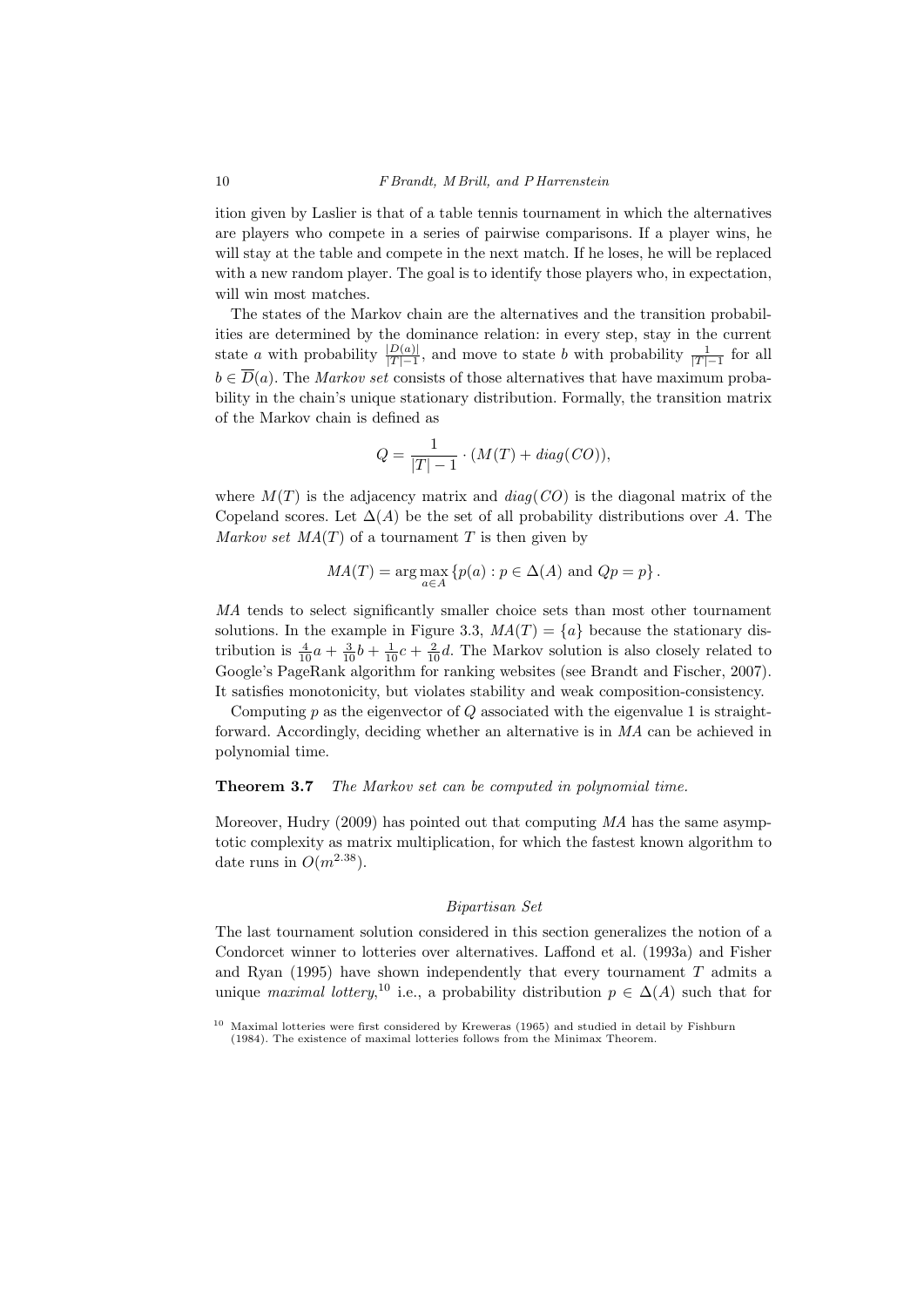ition given by Laslier is that of a table tennis tournament in which the alternatives are players who compete in a series of pairwise comparisons. If a player wins, he will stay at the table and compete in the next match. If he loses, he will be replaced with a new random player. The goal is to identify those players who, in expectation, will win most matches.

The states of the Markov chain are the alternatives and the transition probabilities are determined by the dominance relation: in every step, stay in the current state $a$ with probability $\frac{|D(a)|}{|T|-1}$, and move to state $b$ with probability $\frac{1}{|T|-1}$ for all $b \in \overline{D}(a)$. The *Markov set* consists of those alternatives that have maximum probability in the chain's unique stationary distribution. Formally, the transition matrix of the Markov chain is defined as

$$Q = \frac{1}{|T|-1} \cdot (M(T) + diag(CO)),$$

where $M(T)$ is the adjacency matrix and $diag(CO)$ is the diagonal matrix of the Copeland scores. Let $\Delta(A)$ be the set of all probability distributions over $A$. The *Markov set* $MA(T)$ of a tournament $T$ is then given by

$$MA(T) = \arg\max_{a \in A} \{p(a) : p \in \Delta(A) \text{ and } Qp = p\}.$$

$MA$ tends to select significantly smaller choice sets than most other tournament solutions. In the example in Figure 3.3, $MA(T) = \{a\}$ because the stationary distribution is $\frac{4}{10}a + \frac{3}{10}b + \frac{1}{10}c + \frac{2}{10}d$. The Markov solution is also closely related to Google's PageRank algorithm for ranking websites (see Brandt and Fischer, 2007). It satisfies monotonicity, but violates stability and weak composition-consistency.

Computing $p$ as the eigenvector of $Q$ associated with the eigenvalue 1 is straightforward. Accordingly, deciding whether an alternative is in $MA$ can be achieved in polynomial time.

**Theorem 3.7** *The Markov set can be computed in polynomial time.*

Moreover, Hudry (2009) has pointed out that computing $MA$ has the same asymptotic complexity as matrix multiplication, for which the fastest known algorithm to date runs in $O(m^{2.38})$.

### *Bipartisan Set*

The last tournament solution considered in this section generalizes the notion of a Condorcet winner to lotteries over alternatives. Laffond et al. (1993a) and Fisher and Ryan (1995) have shown independently that every tournament $T$ admits a unique *maximal lottery*,[10] i.e., a probability distribution $p \in \Delta(A)$ such that for

[10] Maximal lotteries were first considered by Kreweras (1965) and studied in detail by Fishburn (1984). The existence of maximal lotteries follows from the Minimax Theorem.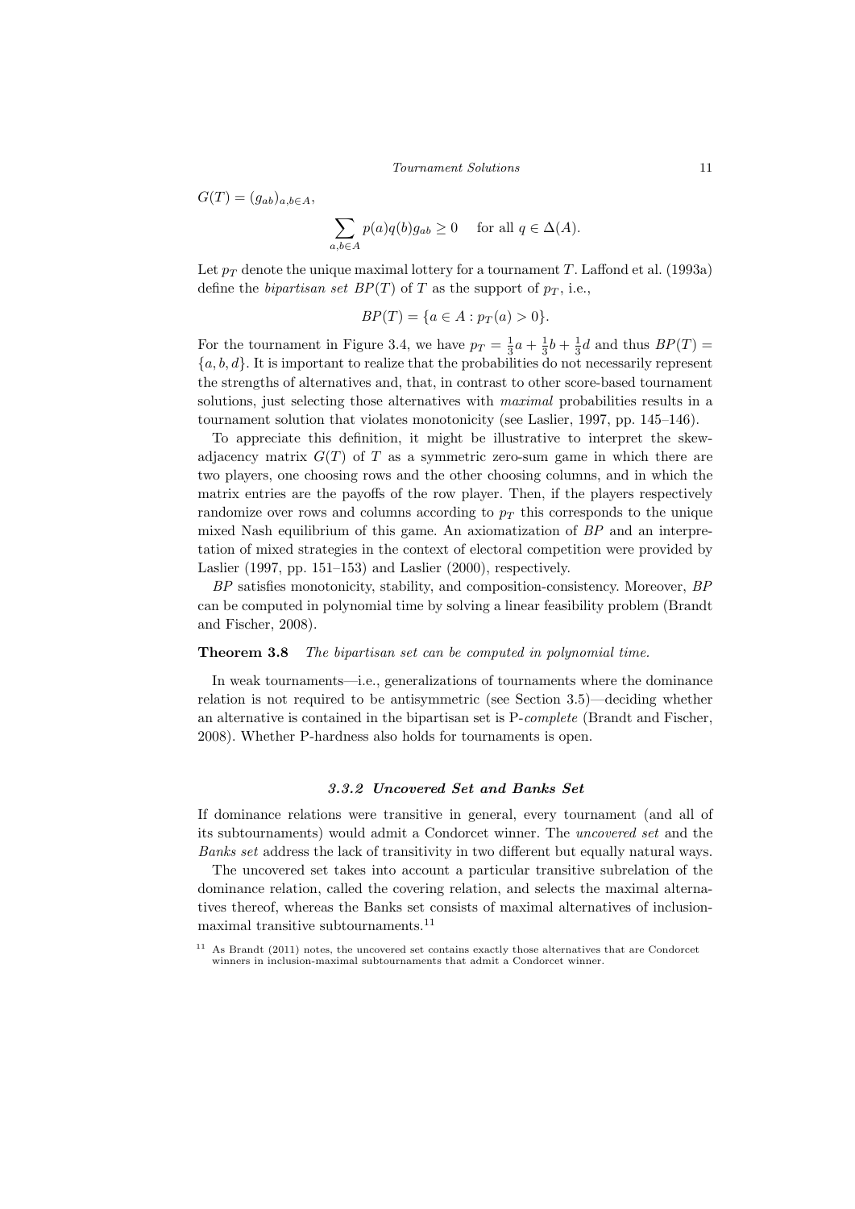$G(T) = (g_{ab})_{a,b \in A}$,

$$\sum_{a,b \in A} p(a)q(b)g_{ab} \geq 0 \quad \text{for all } q \in \Delta(A).$$

Let $p_T$ denote the unique maximal lottery for a tournament $T$. Laffond et al. (1993a) define the *bipartisan set* $BP(T)$ of $T$ as the support of $p_T$, i.e.,

$$BP(T) = \{a \in A : p_T(a) > 0\}.$$

For the tournament in Figure 3.4, we have $p_T = \frac{1}{3}a + \frac{1}{3}b + \frac{1}{3}d$ and thus $BP(T) = \{a, b, d\}$. It is important to realize that the probabilities do not necessarily represent the strengths of alternatives and, that, in contrast to other score-based tournament solutions, just selecting those alternatives with *maximal* probabilities results in a tournament solution that violates monotonicity (see Laslier, 1997, pp. 145–146).

To appreciate this definition, it might be illustrative to interpret the skew-adjacency matrix $G(T)$ of $T$ as a symmetric zero-sum game in which there are two players, one choosing rows and the other choosing columns, and in which the matrix entries are the payoffs of the row player. Then, if the players respectively randomize over rows and columns according to $p_T$ this corresponds to the unique mixed Nash equilibrium of this game. An axiomatization of *BP* and an interpretation of mixed strategies in the context of electoral competition were provided by Laslier (1997, pp. 151–153) and Laslier (2000), respectively.

*BP* satisfies monotonicity, stability, and composition-consistency. Moreover, *BP* can be computed in polynomial time by solving a linear feasibility problem (Brandt and Fischer, 2008).

**Theorem 3.8** *The bipartisan set can be computed in polynomial time.*

In weak tournaments—i.e., generalizations of tournaments where the dominance relation is not required to be antisymmetric (see Section 3.5)—deciding whether an alternative is contained in the bipartisan set is P-*complete* (Brandt and Fischer, 2008). Whether P-hardness also holds for tournaments is open.

### 3.3.2 Uncovered Set and Banks Set

If dominance relations were transitive in general, every tournament (and all of its subtournaments) would admit a Condorcet winner. The *uncovered set* and the *Banks set* address the lack of transitivity in two different but equally natural ways.

The uncovered set takes into account a particular transitive subrelation of the dominance relation, called the covering relation, and selects the maximal alternatives thereof, whereas the Banks set consists of maximal alternatives of inclusion-maximal transitive subtournaments.[11]

[11] As Brandt (2011) notes, the uncovered set contains exactly those alternatives that are Condorcet winners in inclusion-maximal subtournaments that admit a Condorcet winner.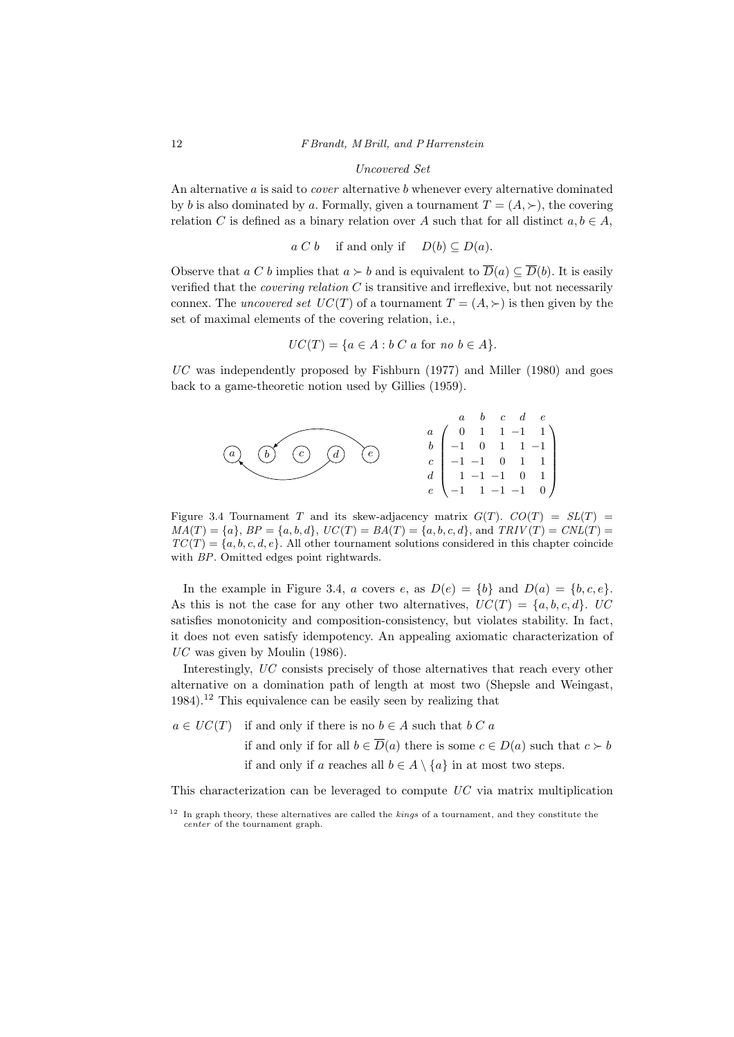### Uncovered Set

An alternative $a$ is said to *cover* alternative $b$ whenever every alternative dominated by $b$ is also dominated by $a$. Formally, given a tournament $T = (A, \succ)$, the covering relation $C$ is defined as a binary relation over $A$ such that for all distinct $a, b \in A$,

$$a \; C \; b \quad \text{if and only if} \quad D(b) \subseteq D(a).$$

Observe that $a \; C \; b$ implies that $a \succ b$ and is equivalent to $\overline{D}(a) \subseteq \overline{D}(b)$. It is easily verified that the *covering relation* $C$ is transitive and irreflexive, but not necessarily connex. The *uncovered set* $UC(T)$ of a tournament $T = (A, \succ)$ is then given by the set of maximal elements of the covering relation, i.e.,

$$UC(T) = \{a \in A : b \; C \; a \text{ for } no \; b \in A\}.$$

$UC$ was independently proposed by Fishburn (1977) and Miller (1980) and goes back to a game-theoretic notion used by Gillies (1959).

$$\begin{array}{c} \\ a \\ b \\ c \\ d \\ e \end{array} \begin{array}{c} \begin{array}{ccccc} a & b & c & d & e \end{array} \\ \begin{pmatrix} 0 & 1 & 1 & -1 & 1 \\ -1 & 0 & 1 & 1 & -1 \\ -1 & -1 & 0 & 1 & 1 \\ 1 & -1 & -1 & 0 & 1 \\ -1 & 1 & -1 & -1 & 0 \end{pmatrix} \end{array}$$

Figure 3.4 Tournament $T$ and its skew-adjacency matrix $G(T)$. $CO(T) = SL(T) = MA(T) = \{a\}$, $BP = \{a, b, d\}$, $UC(T) = BA(T) = \{a, b, c, d\}$, and $TRIV(T) = CNL(T) = TC(T) = \{a, b, c, d, e\}$. All other tournament solutions considered in this chapter coincide with $BP$. Omitted edges point rightwards.

In the example in Figure 3.4, $a$ covers $e$, as $D(e) = \{b\}$ and $D(a) = \{b, c, e\}$. As this is not the case for any other two alternatives, $UC(T) = \{a, b, c, d\}$. $UC$ satisfies monotonicity and composition-consistency, but violates stability. In fact, it does not even satisfy idempotency. An appealing axiomatic characterization of $UC$ was given by Moulin (1986).

Interestingly, $UC$ consists precisely of those alternatives that reach every other alternative on a domination path of length at most two (Shepsle and Weingast, 1984).[12] This equivalence can be easily seen by realizing that

$$\begin{aligned} a \in UC(T) \quad & \text{if and only if there is no } b \in A \text{ such that } b \; C \; a \\ & \text{if and only if for all } b \in \overline{D}(a) \text{ there is some } c \in D(a) \text{ such that } c \succ b \\ & \text{if and only if } a \text{ reaches all } b \in A \setminus \{a\} \text{ in at most two steps.} \end{aligned}$$

This characterization can be leveraged to compute $UC$ via matrix multiplication

[12] In graph theory, these alternatives are called the *kings* of a tournament, and they constitute the *center* of the tournament graph.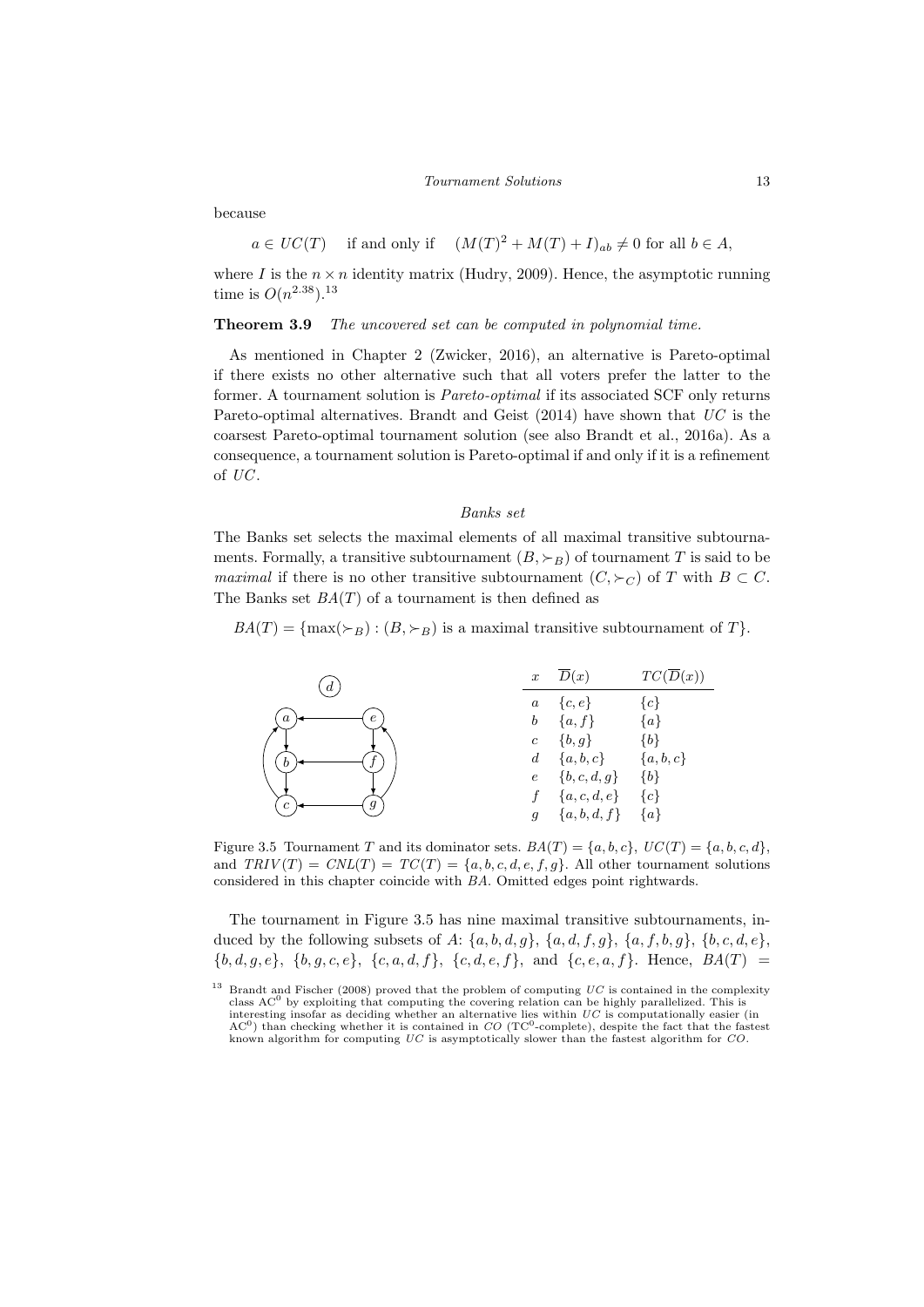because

$$a \in UC(T) \quad \text{if and only if} \quad (M(T)^2 + M(T) + I)_{ab} \neq 0 \text{ for all } b \in A,$$

where $I$ is the $n \times n$ identity matrix (Hudry, 2009). Hence, the asymptotic running time is $O(n^{2.38})$.[13]

**Theorem 3.9** *The uncovered set can be computed in polynomial time.*

As mentioned in Chapter 2 (Zwicker, 2016), an alternative is Pareto-optimal if there exists no other alternative such that all voters prefer the latter to the former. A tournament solution is *Pareto-optimal* if its associated SCF only returns Pareto-optimal alternatives. Brandt and Geist (2014) have shown that $UC$ is the coarsest Pareto-optimal tournament solution (see also Brandt et al., 2016a). As a consequence, a tournament solution is Pareto-optimal if and only if it is a refinement of $UC$.

*Banks set*

The Banks set selects the maximal elements of all maximal transitive subtournaments. Formally, a transitive subtournament $(B, \succ_B)$ of tournament $T$ is said to be *maximal* if there is no other transitive subtournament $(C, \succ_C)$ of $T$ with $B \subset C$. The Banks set $BA(T)$ of a tournament is then defined as

$$BA(T) = \{\max(\succ_B) : (B, \succ_B) \text{ is a maximal transitive subtournament of } T\}.$$

| $x$ | $\overline{D}(x)$ | $TC(\overline{D}(x))$ |
|---|---|---|
| $a$ | $\{c, e\}$ | $\{c\}$ |
| $b$ | $\{a, f\}$ | $\{a\}$ |
| $c$ | $\{b, g\}$ | $\{b\}$ |
| $d$ | $\{a, b, c\}$ | $\{a, b, c\}$ |
| $e$ | $\{b, c, d, g\}$ | $\{b\}$ |
| $f$ | $\{a, c, d, e\}$ | $\{c\}$ |
| $g$ | $\{a, b, d, f\}$ | $\{a\}$ |

Figure 3.5 Tournament $T$ and its dominator sets. $BA(T) = \{a, b, c\}$, $UC(T) = \{a, b, c, d\}$, and $TRIV(T) = CNL(T) = TC(T) = \{a, b, c, d, e, f, g\}$. All other tournament solutions considered in this chapter coincide with $BA$. Omitted edges point rightwards.

The tournament in Figure 3.5 has nine maximal transitive subtournaments, induced by the following subsets of $A$: $\{a, b, d, g\}$, $\{a, d, f, g\}$, $\{a, f, b, g\}$, $\{b, c, d, e\}$, $\{b, d, g, e\}$, $\{b, g, c, e\}$, $\{c, a, d, f\}$, $\{c, d, e, f\}$, and $\{c, e, a, f\}$. Hence, $BA(T) =$

[13] Brandt and Fischer (2008) proved that the problem of computing $UC$ is contained in the complexity class $AC^0$ by exploiting that computing the covering relation can be highly parallelized. This is interesting insofar as deciding whether an alternative lies within $UC$ is computationally easier (in $AC^0$) than checking whether it is contained in $CO$ ($TC^0$-complete), despite the fact that the fastest known algorithm for computing $UC$ is asymptotically slower than the fastest algorithm for $CO$.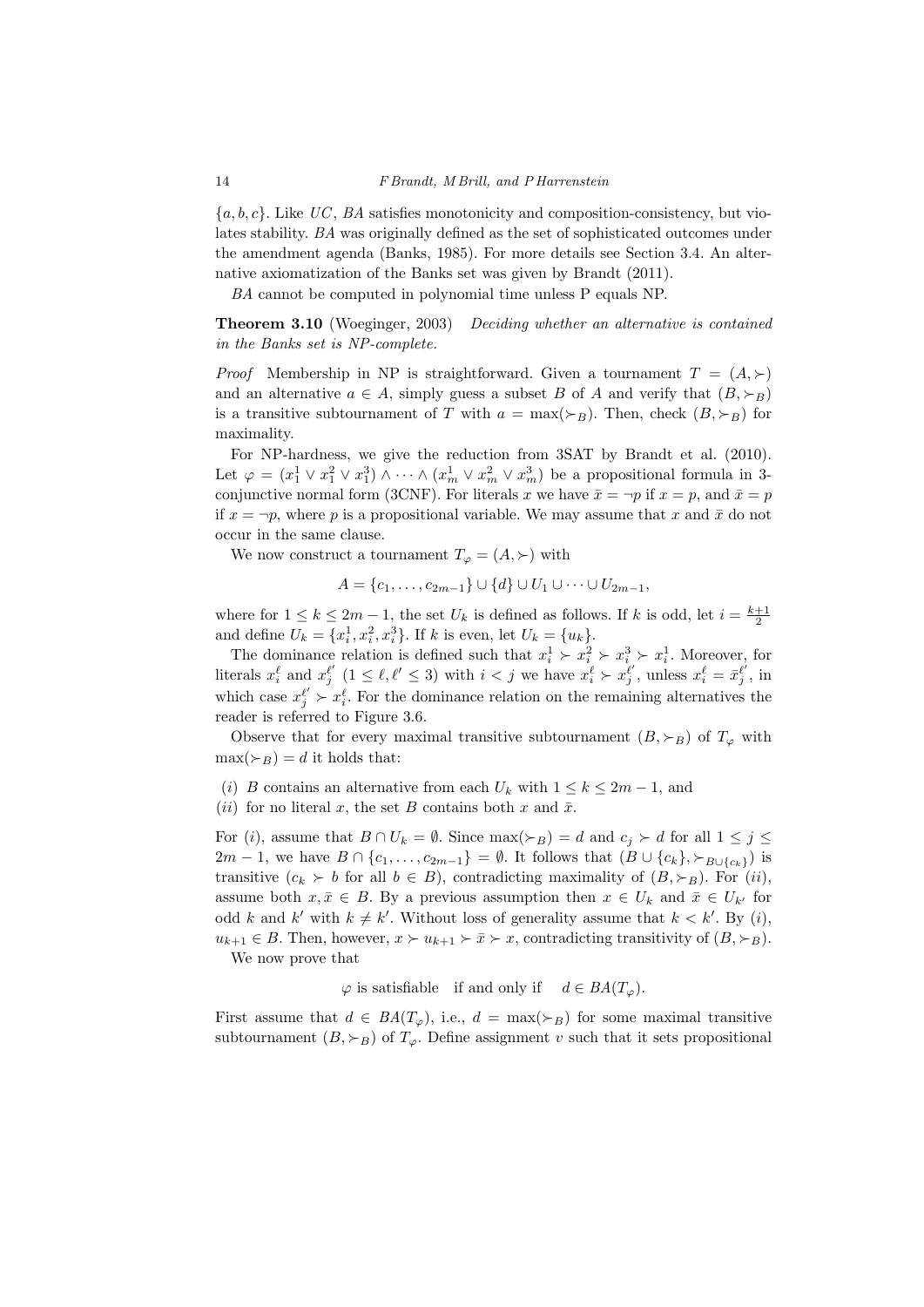$\{a, b, c\}$. Like $UC$, $BA$ satisfies monotonicity and composition-consistency, but violates stability. $BA$ was originally defined as the set of sophisticated outcomes under the amendment agenda (Banks, 1985). For more details see Section 3.4. An alternative axiomatization of the Banks set was given by Brandt (2011).

$BA$ cannot be computed in polynomial time unless P equals NP.

**Theorem 3.10** (Woeginger, 2003) *Deciding whether an alternative is contained in the Banks set is NP-complete.*

*Proof* Membership in NP is straightforward. Given a tournament $T = (A, \succ)$ and an alternative $a \in A$, simply guess a subset $B$ of $A$ and verify that $(B, \succ_B)$ is a transitive subtournament of $T$ with $a = \max(\succ_B)$. Then, check $(B, \succ_B)$ for maximality.

For NP-hardness, we give the reduction from 3SAT by Brandt et al. (2010). Let $\varphi = (x_1^1 \vee x_1^2 \vee x_1^3) \wedge \cdots \wedge (x_m^1 \vee x_m^2 \vee x_m^3)$ be a propositional formula in 3-conjunctive normal form (3CNF). For literals $x$ we have $\bar{x} = \neg p$ if $x = p$, and $\bar{x} = p$ if $x = \neg p$, where $p$ is a propositional variable. We may assume that $x$ and $\bar{x}$ do not occur in the same clause.

We now construct a tournament $T_\varphi = (A, \succ)$ with

$$A = \{c_1, \ldots, c_{2m-1}\} \cup \{d\} \cup U_1 \cup \cdots \cup U_{2m-1},$$

where for $1 \le k \le 2m-1$, the set $U_k$ is defined as follows. If $k$ is odd, let $i = \frac{k+1}{2}$ and define $U_k = \{x_i^1, x_i^2, x_i^3\}$. If $k$ is even, let $U_k = \{u_k\}$.

The dominance relation is defined such that $x_i^1 \succ x_i^2 \succ x_i^3 \succ x_i^1$. Moreover, for literals $x_i^\ell$ and $x_j^{\ell'}$ ($1 \le \ell, \ell' \le 3$) with $i < j$ we have $x_i^\ell \succ x_j^{\ell'}$, unless $x_i^\ell = \bar{x}_j^{\ell'}$, in which case $x_j^{\ell'} \succ x_i^\ell$. For the dominance relation on the remaining alternatives the reader is referred to Figure 3.6.

Observe that for every maximal transitive subtournament $(B, \succ_B)$ of $T_\varphi$ with $\max(\succ_B) = d$ it holds that:

(*i*) $B$ contains an alternative from each $U_k$ with $1 \le k \le 2m-1$, and
(*ii*) for no literal $x$, the set $B$ contains both $x$ and $\bar{x}$.

For (*i*), assume that $B \cap U_k = \emptyset$. Since $\max(\succ_B) = d$ and $c_j \succ d$ for all $1 \le j \le 2m-1$, we have $B \cap \{c_1, \ldots, c_{2m-1}\} = \emptyset$. It follows that $(B \cup \{c_k\}, \succ_{B \cup \{c_k\}})$ is transitive ($c_k \succ b$ for all $b \in B$), contradicting maximality of $(B, \succ_B)$. For (*ii*), assume both $x, \bar{x} \in B$. By a previous assumption then $x \in U_k$ and $\bar{x} \in U_{k'}$ for odd $k$ and $k'$ with $k \neq k'$. Without loss of generality assume that $k < k'$. By (*i*), $u_{k+1} \in B$. Then, however, $x \succ u_{k+1} \succ \bar{x} \succ x$, contradicting transitivity of $(B, \succ_B)$.

We now prove that

$$\varphi \text{ is satisfiable} \quad \text{if and only if} \quad d \in BA(T_\varphi).$$

First assume that $d \in BA(T_\varphi)$, i.e., $d = \max(\succ_B)$ for some maximal transitive subtournament $(B, \succ_B)$ of $T_\varphi$. Define assignment $v$ such that it sets propositional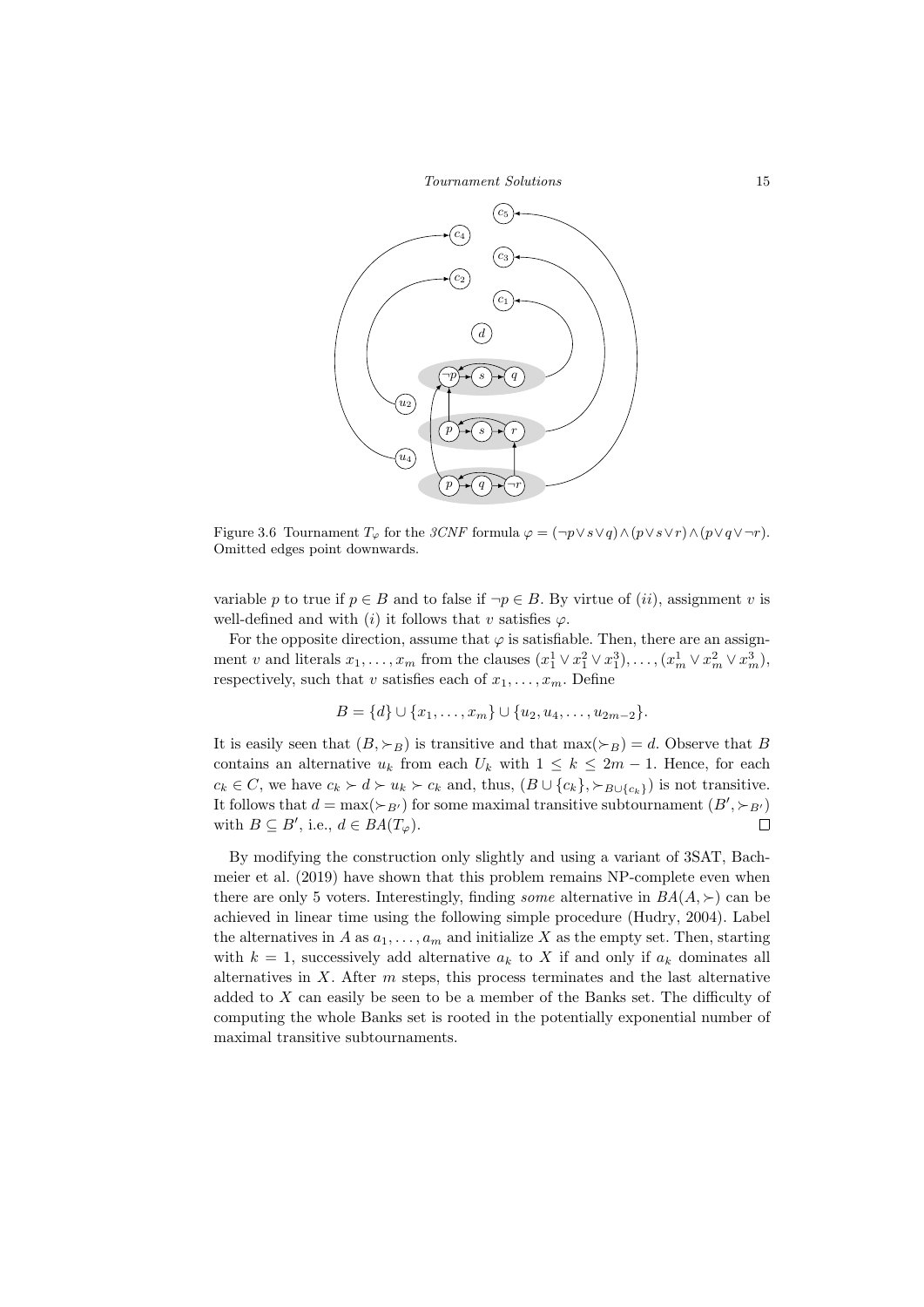Figure 3.6 Tournament $T_\varphi$ for the *3CNF* formula $\varphi = (\neg p \vee s \vee q) \wedge (p \vee s \vee r) \wedge (p \vee q \vee \neg r)$. Omitted edges point downwards.

variable $p$ to true if $p \in B$ and to false if $\neg p \in B$. By virtue of $(ii)$, assignment $v$ is well-defined and with $(i)$ it follows that $v$ satisfies $\varphi$.

For the opposite direction, assume that $\varphi$ is satisfiable. Then, there are an assignment $v$ and literals $x_1, \dots, x_m$ from the clauses $(x_1^1 \vee x_1^2 \vee x_1^3), \dots, (x_m^1 \vee x_m^2 \vee x_m^3)$, respectively, such that $v$ satisfies each of $x_1, \dots, x_m$. Define

$$B = \{d\} \cup \{x_1, \dots, x_m\} \cup \{u_2, u_4, \dots, u_{2m-2}\}.$$

It is easily seen that $(B, \succ_B)$ is transitive and that $\max(\succ_B) = d$. Observe that $B$ contains an alternative $u_k$ from each $U_k$ with $1 \leq k \leq 2m-1$. Hence, for each $c_k \in C$, we have $c_k \succ d \succ u_k \succ c_k$ and, thus, $(B \cup \{c_k\}, \succ_{B \cup \{c_k\}})$ is not transitive. It follows that $d = \max(\succ_{B'})$ for some maximal transitive subtournament $(B', \succ_{B'})$ with $B \subseteq B'$, i.e., $d \in BA(T_\varphi)$. $\square$

By modifying the construction only slightly and using a variant of 3SAT, Bachmeier et al. (2019) have shown that this problem remains NP-complete even when there are only 5 voters. Interestingly, finding *some* alternative in $BA(A, \succ)$ can be achieved in linear time using the following simple procedure (Hudry, 2004). Label the alternatives in $A$ as $a_1, \dots, a_m$ and initialize $X$ as the empty set. Then, starting with $k = 1$, successively add alternative $a_k$ to $X$ if and only if $a_k$ dominates all alternatives in $X$. After $m$ steps, this process terminates and the last alternative added to $X$ can easily be seen to be a member of the Banks set. The difficulty of computing the whole Banks set is rooted in the potentially exponential number of maximal transitive subtournaments.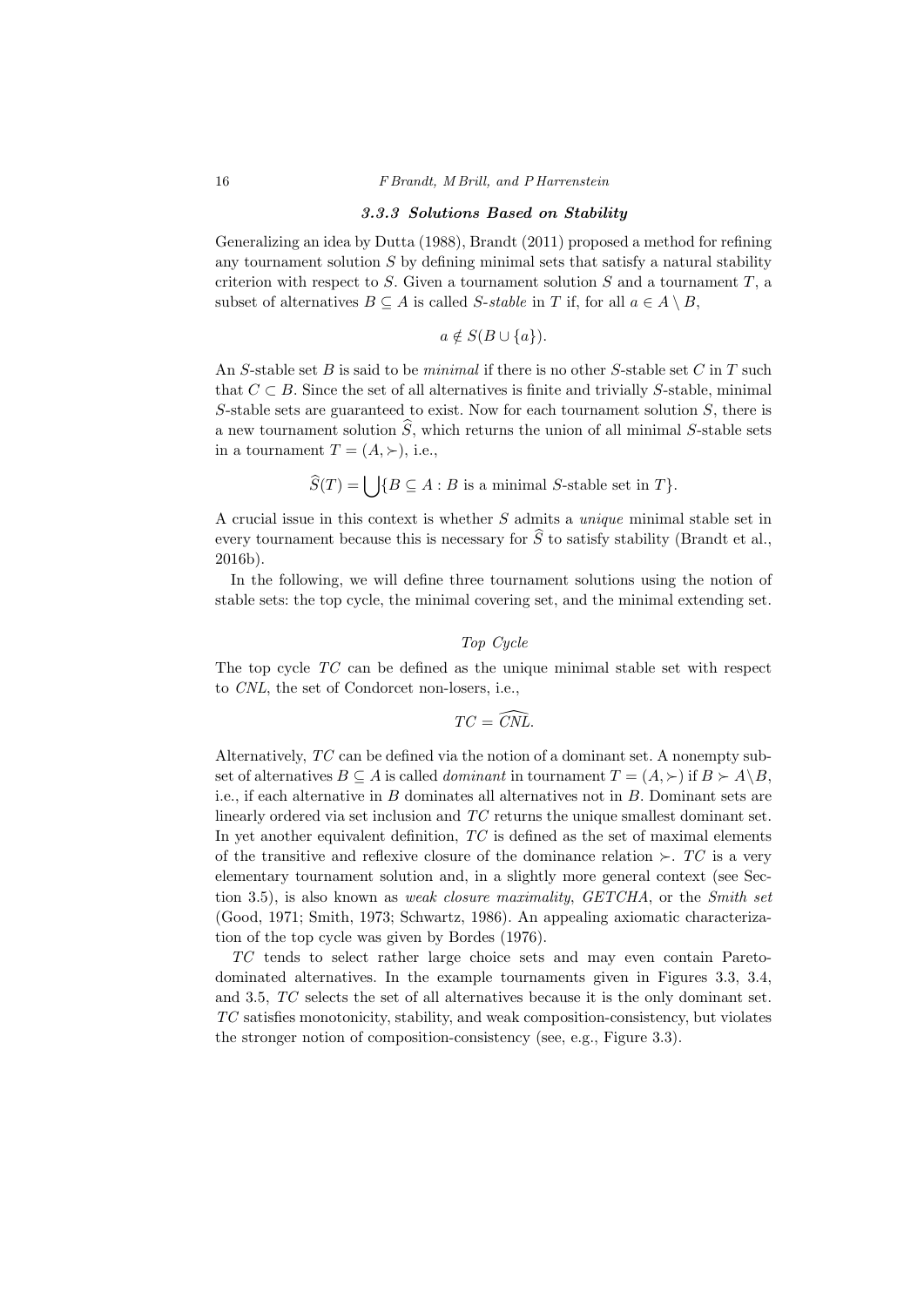### 3.3.3 Solutions Based on Stability

Generalizing an idea by Dutta (1988), Brandt (2011) proposed a method for refining any tournament solution $S$ by defining minimal sets that satisfy a natural stability criterion with respect to $S$. Given a tournament solution $S$ and a tournament $T$, a subset of alternatives $B \subseteq A$ is called *$S$-stable* in $T$ if, for all $a \in A \setminus B$,

$$a \notin S(B \cup \{a\}).$$

An $S$-stable set $B$ is said to be *minimal* if there is no other $S$-stable set $C$ in $T$ such that $C \subset B$. Since the set of all alternatives is finite and trivially $S$-stable, minimal $S$-stable sets are guaranteed to exist. Now for each tournament solution $S$, there is a new tournament solution $\widehat{S}$, which returns the union of all minimal $S$-stable sets in a tournament $T = (A, \succ)$, i.e.,

$$\widehat{S}(T) = \bigcup \{B \subseteq A : B \text{ is a minimal } S\text{-stable set in } T\}.$$

A crucial issue in this context is whether $S$ admits a *unique* minimal stable set in every tournament because this is necessary for $\widehat{S}$ to satisfy stability (Brandt et al., 2016b).

In the following, we will define three tournament solutions using the notion of stable sets: the top cycle, the minimal covering set, and the minimal extending set.

*Top Cycle*

The top cycle $TC$ can be defined as the unique minimal stable set with respect to $CNL$, the set of Condorcet non-losers, i.e.,

$$TC = \widehat{CNL}.$$

Alternatively, $TC$ can be defined via the notion of a dominant set. A nonempty subset of alternatives $B \subseteq A$ is called *dominant* in tournament $T = (A, \succ)$ if $B \succ A \setminus B$, i.e., if each alternative in $B$ dominates all alternatives not in $B$. Dominant sets are linearly ordered via set inclusion and $TC$ returns the unique smallest dominant set. In yet another equivalent definition, $TC$ is defined as the set of maximal elements of the transitive and reflexive closure of the dominance relation $\succ$. $TC$ is a very elementary tournament solution and, in a slightly more general context (see Section 3.5), is also known as *weak closure maximality*, *GETCHA*, or the *Smith set* (Good, 1971; Smith, 1973; Schwartz, 1986). An appealing axiomatic characterization of the top cycle was given by Bordes (1976).

$TC$ tends to select rather large choice sets and may even contain Pareto-dominated alternatives. In the example tournaments given in Figures 3.3, 3.4, and 3.5, $TC$ selects the set of all alternatives because it is the only dominant set. $TC$ satisfies monotonicity, stability, and weak composition-consistency, but violates the stronger notion of composition-consistency (see, e.g., Figure 3.3).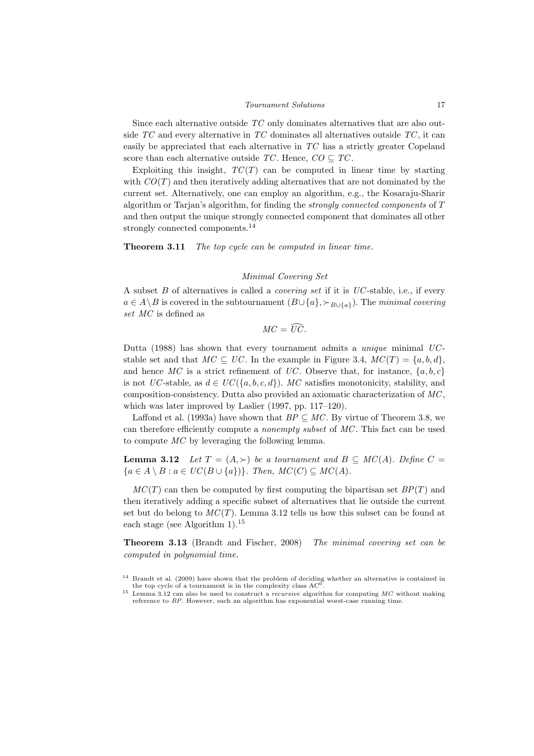Since each alternative outside $TC$ only dominates alternatives that are also outside $TC$ and every alternative in $TC$ dominates all alternatives outside $TC$, it can easily be appreciated that each alternative in $TC$ has a strictly greater Copeland score than each alternative outside $TC$. Hence, $CO \subseteq TC$.

Exploiting this insight, $TC(T)$ can be computed in linear time by starting with $CO(T)$ and then iteratively adding alternatives that are not dominated by the current set. Alternatively, one can employ an algorithm, e.g., the Kosaraju-Sharir algorithm or Tarjan's algorithm, for finding the *strongly connected components* of $T$ and then output the unique strongly connected component that dominates all other strongly connected components.[14]

**Theorem 3.11** *The top cycle can be computed in linear time.*

### *Minimal Covering Set*

A subset $B$ of alternatives is called a *covering set* if it is $UC$-stable, i.e., if every $a \in A \setminus B$ is covered in the subtournament $(B \cup \{a\}, \succ_{B\cup\{a\}})$. The *minimal covering set* $MC$ is defined as

$$MC = \widehat{UC}.$$

Dutta (1988) has shown that every tournament admits a *unique* minimal $UC$-stable set and that $MC \subseteq UC$. In the example in Figure 3.4, $MC(T) = \{a, b, d\}$, and hence $MC$ is a strict refinement of $UC$. Observe that, for instance, $\{a, b, c\}$ is not $UC$-stable, as $d \in UC(\{a, b, c, d\})$. $MC$ satisfies monotonicity, stability, and composition-consistency. Dutta also provided an axiomatic characterization of $MC$, which was later improved by Laslier (1997, pp. 117–120).

Laffond et al. (1993a) have shown that $BP \subseteq MC$. By virtue of Theorem 3.8, we can therefore efficiently compute a *nonempty subset* of $MC$. This fact can be used to compute $MC$ by leveraging the following lemma.

**Lemma 3.12** *Let $T = (A, \succ)$ be a tournament and $B \subseteq MC(A)$. Define $C = \{a \in A \setminus B : a \in UC(B \cup \{a\})\}$. Then, $MC(C) \subseteq MC(A)$.*

$MC(T)$ can then be computed by first computing the bipartisan set $BP(T)$ and then iteratively adding a specific subset of alternatives that lie outside the current set but do belong to $MC(T)$. Lemma 3.12 tells us how this subset can be found at each stage (see Algorithm 1).[15]

**Theorem 3.13** (Brandt and Fischer, 2008) *The minimal covering set can be computed in polynomial time.*

[14] Brandt et al. (2009) have shown that the problem of deciding whether an alternative is contained in the top cycle of a tournament is in the complexity class $AC^0$.

[15] Lemma 3.12 can also be used to construct a *recursive* algorithm for computing $MC$ without making reference to $BP$. However, such an algorithm has exponential worst-case running time.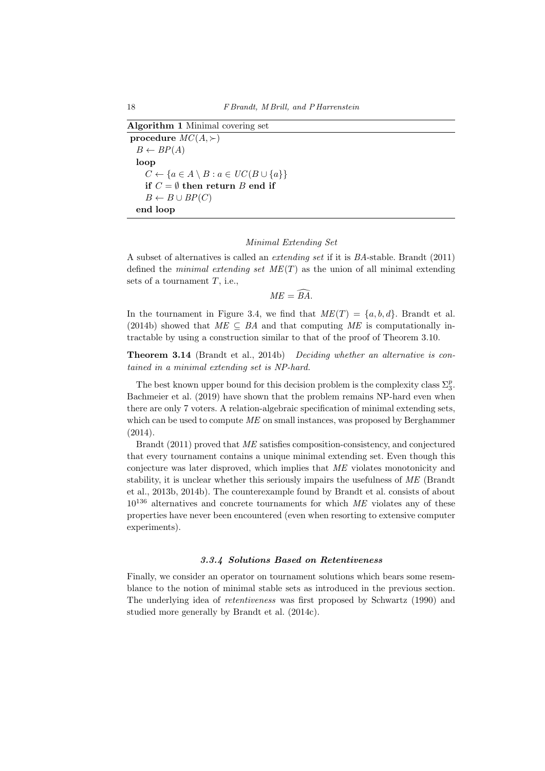**Algorithm 1** Minimal covering set

```
procedure MC(A, ≻)
  B ← BP(A)
  loop
    C ← {a ∈ A \ B : a ∈ UC(B ∪ {a}}
    if C = ∅ then return B end if
    B ← B ∪ BP(C)
  end loop
```

*Minimal Extending Set*

A subset of alternatives is called an *extending set* if it is $BA$-stable. Brandt (2011) defined the *minimal extending set* $ME(T)$ as the union of all minimal extending sets of a tournament $T$, i.e.,

$$ME = \widehat{BA}.$$

In the tournament in Figure 3.4, we find that $ME(T) = \{a, b, d\}$. Brandt et al. (2014b) showed that $ME \subseteq BA$ and that computing $ME$ is computationally intractable by using a construction similar to that of the proof of Theorem 3.10.

**Theorem 3.14** (Brandt et al., 2014b) *Deciding whether an alternative is contained in a minimal extending set is NP-hard.*

The best known upper bound for this decision problem is the complexity class $\Sigma_3^p$. Bachmeier et al. (2019) have shown that the problem remains NP-hard even when there are only 7 voters. A relation-algebraic specification of minimal extending sets, which can be used to compute $ME$ on small instances, was proposed by Berghammer (2014).

Brandt (2011) proved that $ME$ satisfies composition-consistency, and conjectured that every tournament contains a unique minimal extending set. Even though this conjecture was later disproved, which implies that $ME$ violates monotonicity and stability, it is unclear whether this seriously impairs the usefulness of $ME$ (Brandt et al., 2013b, 2014b). The counterexample found by Brandt et al. consists of about $10^{136}$ alternatives and concrete tournaments for which $ME$ violates any of these properties have never been encountered (even when resorting to extensive computer experiments).

### *3.3.4 Solutions Based on Retentiveness*

Finally, we consider an operator on tournament solutions which bears some resemblance to the notion of minimal stable sets as introduced in the previous section. The underlying idea of *retentiveness* was first proposed by Schwartz (1990) and studied more generally by Brandt et al. (2014c).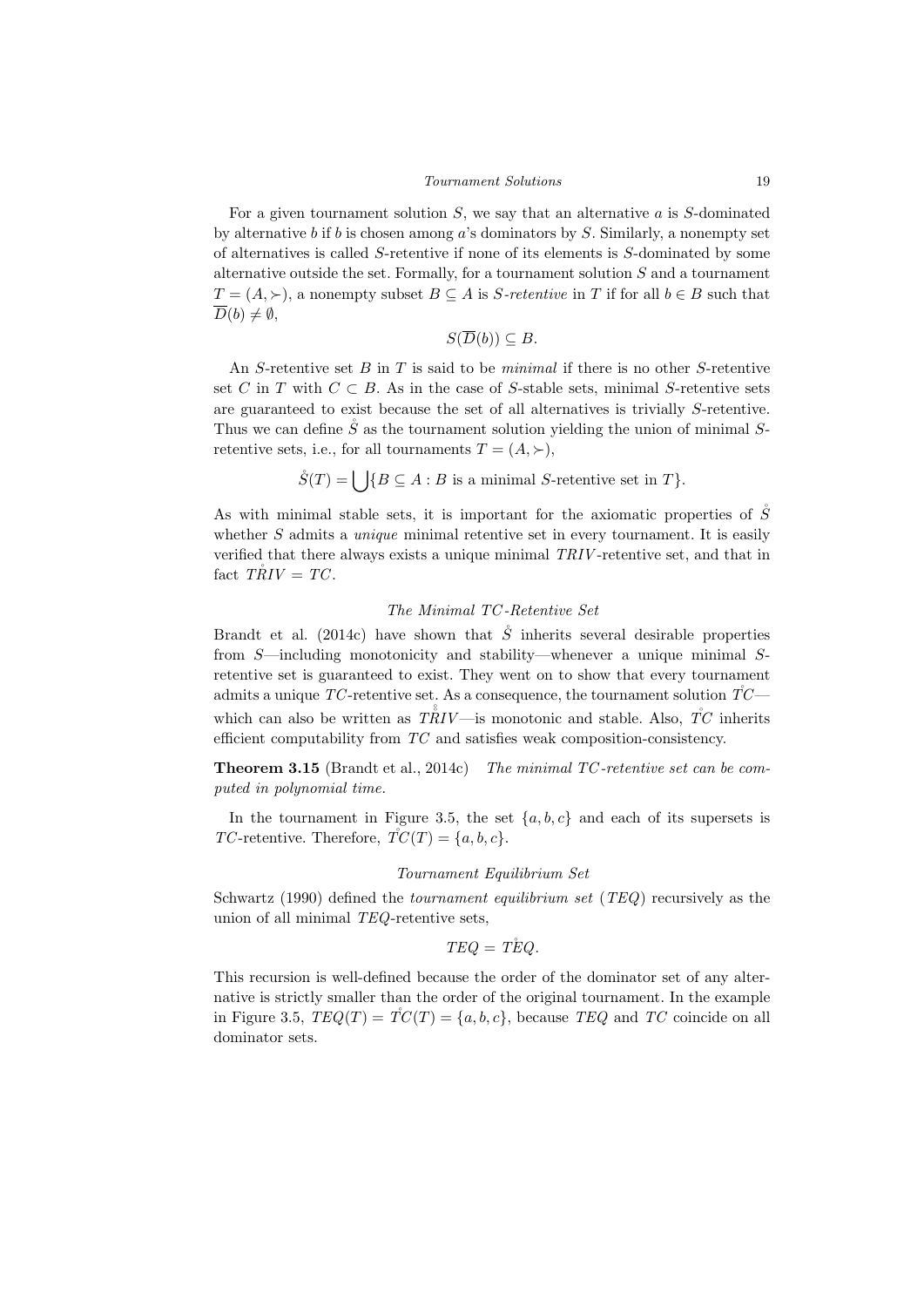For a given tournament solution $S$, we say that an alternative $a$ is $S$-dominated by alternative $b$ if $b$ is chosen among $a$'s dominators by $S$. Similarly, a nonempty set of alternatives is called $S$-retentive if none of its elements is $S$-dominated by some alternative outside the set. Formally, for a tournament solution $S$ and a tournament $T = (A, \succ)$, a nonempty subset $B \subseteq A$ is *$S$-retentive* in $T$ if for all $b \in B$ such that $\overline{D}(b) \neq \emptyset$,

$$S(\overline{D}(b)) \subseteq B.$$

An $S$-retentive set $B$ in $T$ is said to be *minimal* if there is no other $S$-retentive set $C$ in $T$ with $C \subset B$. As in the case of $S$-stable sets, minimal $S$-retentive sets are guaranteed to exist because the set of all alternatives is trivially $S$-retentive. Thus we can define $\mathring{S}$ as the tournament solution yielding the union of minimal $S$-retentive sets, i.e., for all tournaments $T = (A, \succ)$,

$$\mathring{S}(T) = \bigcup\{B \subseteq A : B \text{ is a minimal } S\text{-retentive set in } T\}.$$

As with minimal stable sets, it is important for the axiomatic properties of $\mathring{S}$ whether $S$ admits a *unique* minimal retentive set in every tournament. It is easily verified that there always exists a unique minimal $TRIV$-retentive set, and that in fact $\mathring{TRIV} = TC$.

*The Minimal $TC$-Retentive Set*

Brandt et al. (2014c) have shown that $\mathring{S}$ inherits several desirable properties from $S$—including monotonicity and stability—whenever a unique minimal $S$-retentive set is guaranteed to exist. They went on to show that every tournament admits a unique $TC$-retentive set. As a consequence, the tournament solution $\mathring{TC}$—which can also be written as $\mathring{\mathring{TRIV}}$—is monotonic and stable. Also, $\mathring{TC}$ inherits efficient computability from $TC$ and satisfies weak composition-consistency.

**Theorem 3.15** (Brandt et al., 2014c) *The minimal $TC$-retentive set can be computed in polynomial time.*

In the tournament in Figure 3.5, the set $\{a, b, c\}$ and each of its supersets is $TC$-retentive. Therefore, $\mathring{TC}(T) = \{a, b, c\}$.

*Tournament Equilibrium Set*

Schwartz (1990) defined the *tournament equilibrium set* ($TEQ$) recursively as the union of all minimal $TEQ$-retentive sets,

$$TEQ = \mathring{TEQ}.$$

This recursion is well-defined because the order of the dominator set of any alternative is strictly smaller than the order of the original tournament. In the example in Figure 3.5, $TEQ(T) = \mathring{TC}(T) = \{a, b, c\}$, because $TEQ$ and $TC$ coincide on all dominator sets.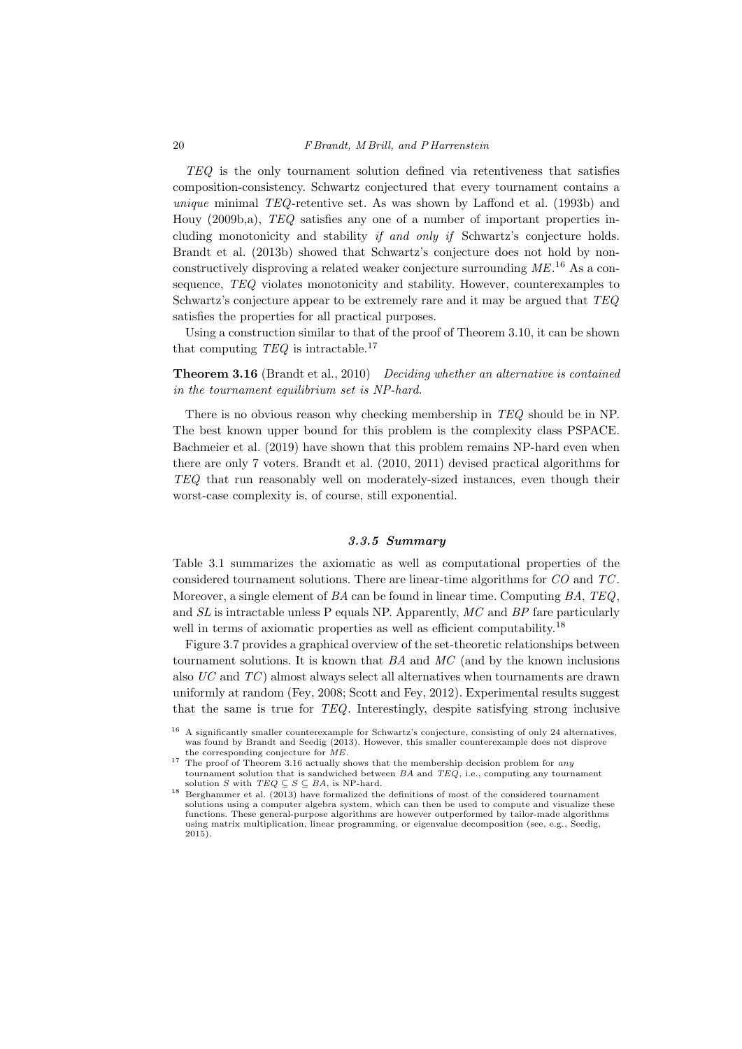*TEQ* is the only tournament solution defined via retentiveness that satisfies composition-consistency. Schwartz conjectured that every tournament contains a *unique* minimal *TEQ*-retentive set. As was shown by Laffond et al. (1993b) and Houy (2009b,a), *TEQ* satisfies any one of a number of important properties including monotonicity and stability *if and only if* Schwartz's conjecture holds. Brandt et al. (2013b) showed that Schwartz's conjecture does not hold by non-constructively disproving a related weaker conjecture surrounding *ME*.[16] As a consequence, *TEQ* violates monotonicity and stability. However, counterexamples to Schwartz's conjecture appear to be extremely rare and it may be argued that *TEQ* satisfies the properties for all practical purposes.

Using a construction similar to that of the proof of Theorem 3.10, it can be shown that computing *TEQ* is intractable.[17]

**Theorem 3.16** (Brandt et al., 2010) *Deciding whether an alternative is contained in the tournament equilibrium set is NP-hard.*

There is no obvious reason why checking membership in *TEQ* should be in NP. The best known upper bound for this problem is the complexity class PSPACE. Bachmeier et al. (2019) have shown that this problem remains NP-hard even when there are only 7 voters. Brandt et al. (2010, 2011) devised practical algorithms for *TEQ* that run reasonably well on moderately-sized instances, even though their worst-case complexity is, of course, still exponential.

### *3.3.5 Summary*

Table 3.1 summarizes the axiomatic as well as computational properties of the considered tournament solutions. There are linear-time algorithms for *CO* and *TC*. Moreover, a single element of *BA* can be found in linear time. Computing *BA*, *TEQ*, and *SL* is intractable unless P equals NP. Apparently, *MC* and *BP* fare particularly well in terms of axiomatic properties as well as efficient computability.[18]

Figure 3.7 provides a graphical overview of the set-theoretic relationships between tournament solutions. It is known that *BA* and *MC* (and by the known inclusions also *UC* and *TC*) almost always select all alternatives when tournaments are drawn uniformly at random (Fey, 2008; Scott and Fey, 2012). Experimental results suggest that the same is true for *TEQ*. Interestingly, despite satisfying strong inclusive

[16] A significantly smaller counterexample for Schwartz's conjecture, consisting of only 24 alternatives, was found by Brandt and Seedig (2013). However, this smaller counterexample does not disprove the corresponding conjecture for *ME*.

[17] The proof of Theorem 3.16 actually shows that the membership decision problem for *any* tournament solution that is sandwiched between *BA* and *TEQ*, i.e., computing any tournament solution $S$ with $TEQ \subseteq S \subseteq BA$, is NP-hard.

[18] Berghammer et al. (2013) have formalized the definitions of most of the considered tournament solutions using a computer algebra system, which can then be used to compute and visualize these functions. These general-purpose algorithms are however outperformed by tailor-made algorithms using matrix multiplication, linear programming, or eigenvalue decomposition (see, e.g., Seedig, 2015).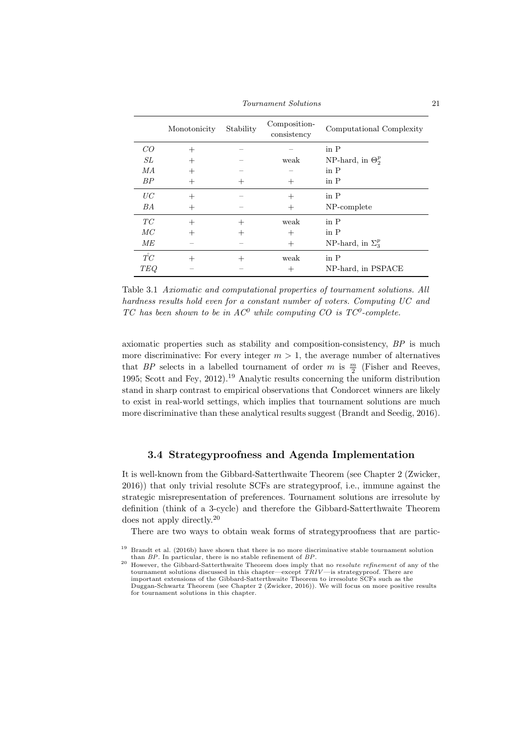|  | Monotonicity | Stability | Composition-consistency | Computational Complexity |
|---|---|---|---|---|
| $CO$ | $+$ | $-$ | $-$ | in P |
| $SL$ | $+$ | $-$ | weak | NP-hard, in $\Theta_2^p$ |
| $MA$ | $+$ | $-$ | $-$ | in P |
| $BP$ | $+$ | $+$ | $+$ | in P |
| $UC$ | $+$ | $-$ | $+$ | in P |
| $BA$ | $+$ | $-$ | $+$ | NP-complete |
| $TC$ | $+$ | $+$ | weak | in P |
| $MC$ | $+$ | $+$ | $+$ | in P |
| $ME$ | $-$ | $-$ | $+$ | NP-hard, in $\Sigma_3^p$ |
| $\mathring{TC}$ | $+$ | $+$ | weak | in P |
| $TEQ$ | $-$ | $-$ | $+$ | NP-hard, in PSPACE |

Table 3.1 *Axiomatic and computational properties of tournament solutions. All hardness results hold even for a constant number of voters. Computing UC and TC has been shown to be in AC⁰ while computing CO is TC⁰-complete.*

axiomatic properties such as stability and composition-consistency, $BP$ is much more discriminative: For every integer $m > 1$, the average number of alternatives that $BP$ selects in a labelled tournament of order $m$ is $\frac{m}{2}$ (Fisher and Reeves, 1995; Scott and Fey, 2012).[19] Analytic results concerning the uniform distribution stand in sharp contrast to empirical observations that Condorcet winners are likely to exist in real-world settings, which implies that tournament solutions are much more discriminative than these analytical results suggest (Brandt and Seedig, 2016).

## 3.4 Strategyproofness and Agenda Implementation

It is well-known from the Gibbard-Satterthwaite Theorem (see Chapter 2 (Zwicker, 2016)) that only trivial resolute SCFs are strategyproof, i.e., immune against the strategic misrepresentation of preferences. Tournament solutions are irresolute by definition (think of a 3-cycle) and therefore the Gibbard-Satterthwaite Theorem does not apply directly.[20]

There are two ways to obtain weak forms of strategyproofness that are partic-

[19] Brandt et al. (2016b) have shown that there is no more discriminative stable tournament solution than $BP$. In particular, there is no stable refinement of $BP$.

[20] However, the Gibbard-Satterthwaite Theorem does imply that no *resolute refinement* of any of the tournament solutions discussed in this chapter—except $TRIV$—is strategyproof. There are important extensions of the Gibbard-Satterthwaite Theorem to irresolute SCFs such as the Duggan-Schwartz Theorem (see Chapter 2 (Zwicker, 2016)). We will focus on more positive results for tournament solutions in this chapter.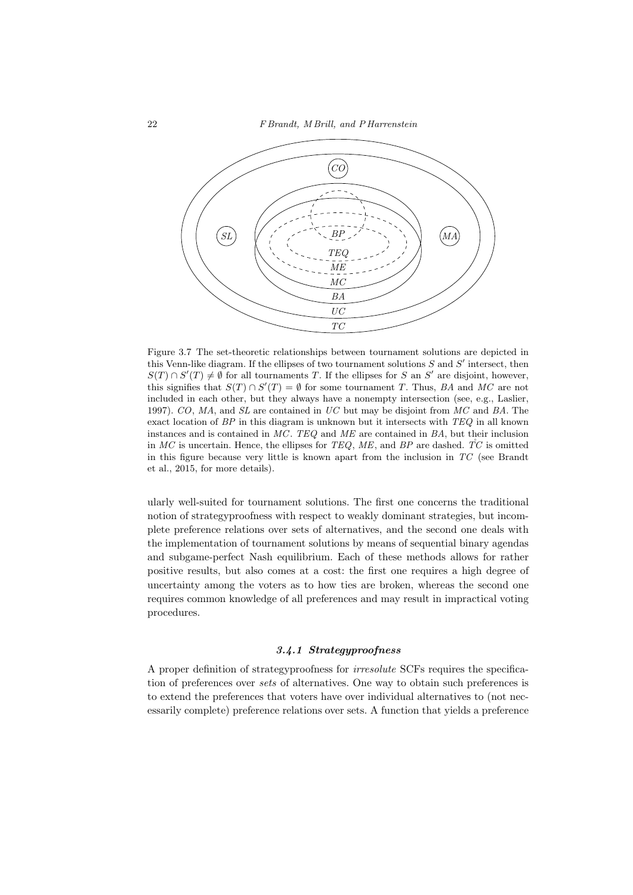Figure 3.7 The set-theoretic relationships between tournament solutions are depicted in this Venn-like diagram. If the ellipses of two tournament solutions $S$ and $S'$ intersect, then $S(T) \cap S'(T) \neq \emptyset$ for all tournaments $T$. If the ellipses for $S$ an $S'$ are disjoint, however, this signifies that $S(T) \cap S'(T) = \emptyset$ for some tournament $T$. Thus, $BA$ and $MC$ are not included in each other, but they always have a nonempty intersection (see, e.g., Laslier, 1997). $CO$, $MA$, and $SL$ are contained in $UC$ but may be disjoint from $MC$ and $BA$. The exact location of $BP$ in this diagram is unknown but it intersects with $TEQ$ in all known instances and is contained in $MC$. $TEQ$ and $ME$ are contained in $BA$, but their inclusion in $MC$ is uncertain. Hence, the ellipses for $TEQ$, $ME$, and $BP$ are dashed. $\mathring{TC}$ is omitted in this figure because very little is known apart from the inclusion in $TC$ (see Brandt et al., 2015, for more details).

ularly well-suited for tournament solutions. The first one concerns the traditional notion of strategyproofness with respect to weakly dominant strategies, but incomplete preference relations over sets of alternatives, and the second one deals with the implementation of tournament solutions by means of sequential binary agendas and subgame-perfect Nash equilibrium. Each of these methods allows for rather positive results, but also comes at a cost: the first one requires a high degree of uncertainty among the voters as to how ties are broken, whereas the second one requires common knowledge of all preferences and may result in impractical voting procedures.

### 3.4.1 Strategyproofness

A proper definition of strategyproofness for *irresolute* SCFs requires the specification of preferences over *sets* of alternatives. One way to obtain such preferences is to extend the preferences that voters have over individual alternatives to (not necessarily complete) preference relations over sets. A function that yields a preference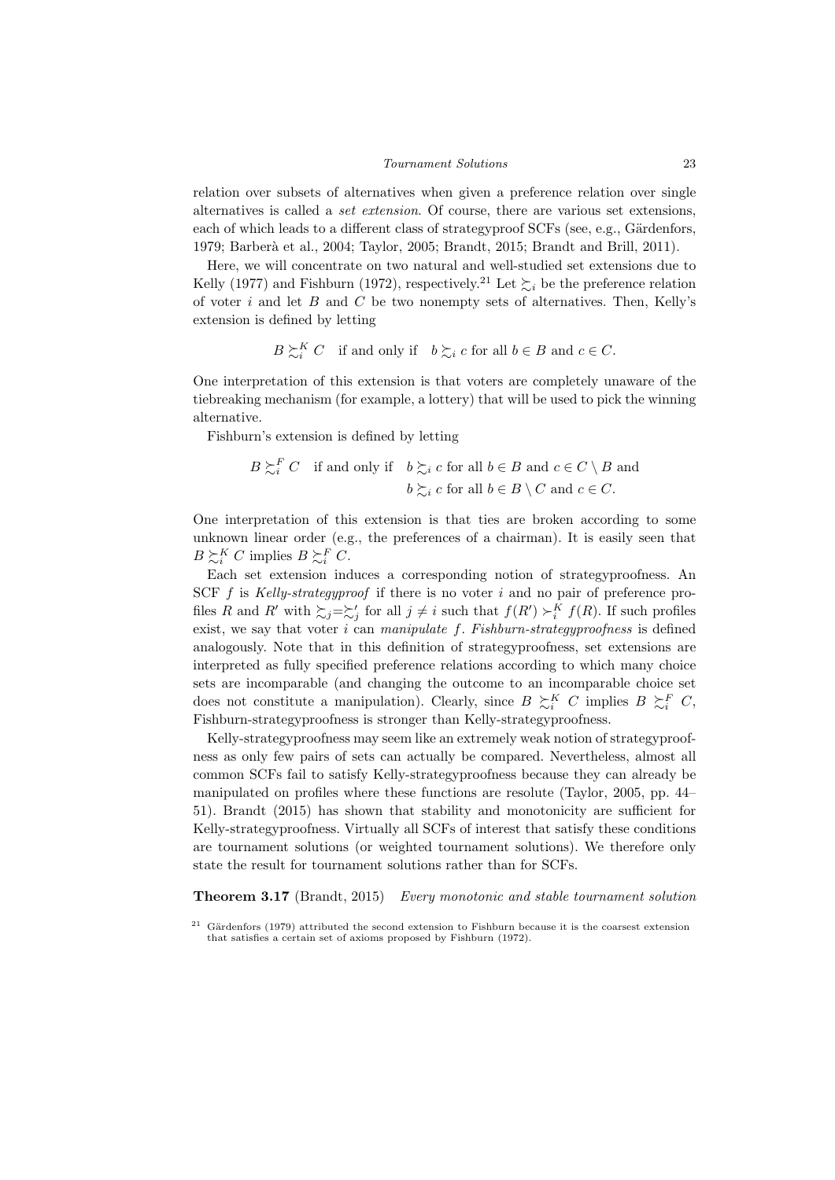relation over subsets of alternatives when given a preference relation over single alternatives is called a *set extension*. Of course, there are various set extensions, each of which leads to a different class of strategyproof SCFs (see, e.g., Gärdenfors, 1979; Barberà et al., 2004; Taylor, 2005; Brandt, 2015; Brandt and Brill, 2011).

Here, we will concentrate on two natural and well-studied set extensions due to Kelly (1977) and Fishburn (1972), respectively.[21] Let $\succsim_i$ be the preference relation of voter $i$ and let $B$ and $C$ be two nonempty sets of alternatives. Then, Kelly's extension is defined by letting

$$B \succsim_i^K C \quad \text{if and only if} \quad b \succsim_i c \text{ for all } b \in B \text{ and } c \in C.$$

One interpretation of this extension is that voters are completely unaware of the tiebreaking mechanism (for example, a lottery) that will be used to pick the winning alternative.

Fishburn's extension is defined by letting

$$B \succsim_i^F C \quad \text{if and only if} \quad b \succsim_i c \text{ for all } b \in B \text{ and } c \in C \setminus B \text{ and } b \succsim_i c \text{ for all } b \in B \setminus C \text{ and } c \in C.$$

One interpretation of this extension is that ties are broken according to some unknown linear order (e.g., the preferences of a chairman). It is easily seen that $B \succsim_i^K C$ implies $B \succsim_i^F C$.

Each set extension induces a corresponding notion of strategyproofness. An SCF $f$ is *Kelly-strategyproof* if there is no voter $i$ and no pair of preference profiles $R$ and $R'$ with $\succsim_j = \succsim_j'$ for all $j \neq i$ such that $f(R') \succ_i^K f(R)$. If such profiles exist, we say that voter $i$ can *manipulate* $f$. *Fishburn-strategyproofness* is defined analogously. Note that in this definition of strategyproofness, set extensions are interpreted as fully specified preference relations according to which many choice sets are incomparable (and changing the outcome to an incomparable choice set does not constitute a manipulation). Clearly, since $B \succsim_i^K C$ implies $B \succsim_i^F C$, Fishburn-strategyproofness is stronger than Kelly-strategyproofness.

Kelly-strategyproofness may seem like an extremely weak notion of strategyproofness as only few pairs of sets can actually be compared. Nevertheless, almost all common SCFs fail to satisfy Kelly-strategyproofness because they can already be manipulated on profiles where these functions are resolute (Taylor, 2005, pp. 44–51). Brandt (2015) has shown that stability and monotonicity are sufficient for Kelly-strategyproofness. Virtually all SCFs of interest that satisfy these conditions are tournament solutions (or weighted tournament solutions). We therefore only state the result for tournament solutions rather than for SCFs.

**Theorem 3.17** (Brandt, 2015) *Every monotonic and stable tournament solution*

[21] Gärdenfors (1979) attributed the second extension to Fishburn because it is the coarsest extension that satisfies a certain set of axioms proposed by Fishburn (1972).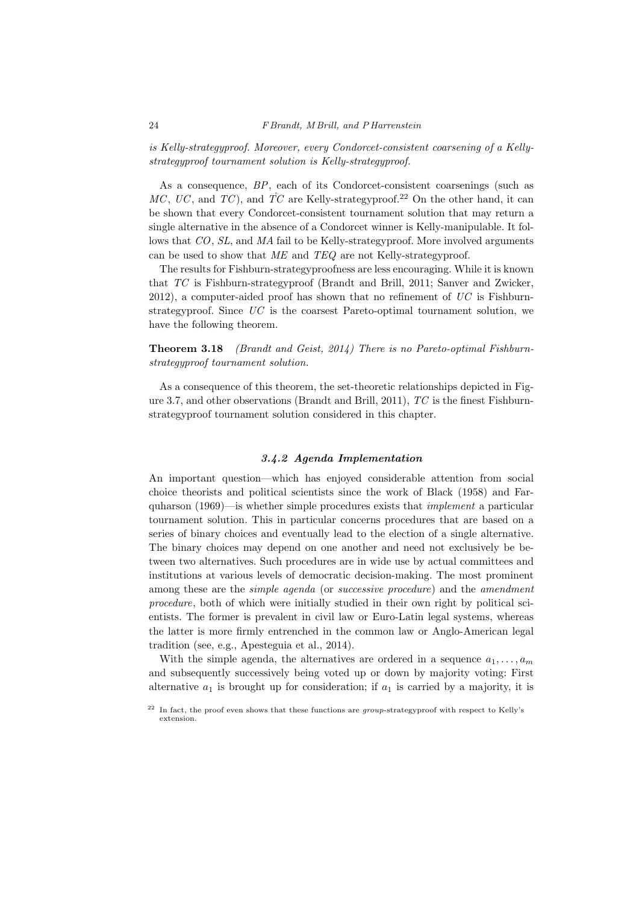*is Kelly-strategyproof. Moreover, every Condorcet-consistent coarsening of a Kelly-strategyproof tournament solution is Kelly-strategyproof.*

As a consequence, *BP*, each of its Condorcet-consistent coarsenings (such as *MC*, *UC*, and *TC*), and $\mathring{TC}$ are Kelly-strategyproof.[22] On the other hand, it can be shown that every Condorcet-consistent tournament solution that may return a single alternative in the absence of a Condorcet winner is Kelly-manipulable. It follows that *CO*, *SL*, and *MA* fail to be Kelly-strategyproof. More involved arguments can be used to show that *ME* and *TEQ* are not Kelly-strategyproof.

The results for Fishburn-strategyproofness are less encouraging. While it is known that *TC* is Fishburn-strategyproof (Brandt and Brill, 2011; Sanver and Zwicker, 2012), a computer-aided proof has shown that no refinement of *UC* is Fishburn-strategyproof. Since *UC* is the coarsest Pareto-optimal tournament solution, we have the following theorem.

**Theorem 3.18** *(Brandt and Geist, 2014) There is no Pareto-optimal Fishburn-strategyproof tournament solution.*

As a consequence of this theorem, the set-theoretic relationships depicted in Figure 3.7, and other observations (Brandt and Brill, 2011), *TC* is the finest Fishburn-strategyproof tournament solution considered in this chapter.

### *3.4.2 Agenda Implementation*

An important question—which has enjoyed considerable attention from social choice theorists and political scientists since the work of Black (1958) and Farquharson (1969)—is whether simple procedures exists that *implement* a particular tournament solution. This in particular concerns procedures that are based on a series of binary choices and eventually lead to the election of a single alternative. The binary choices may depend on one another and need not exclusively be between two alternatives. Such procedures are in wide use by actual committees and institutions at various levels of democratic decision-making. The most prominent among these are the *simple agenda* (or *successive procedure*) and the *amendment procedure*, both of which were initially studied in their own right by political scientists. The former is prevalent in civil law or Euro-Latin legal systems, whereas the latter is more firmly entrenched in the common law or Anglo-American legal tradition (see, e.g., Apesteguia et al., 2014).

With the simple agenda, the alternatives are ordered in a sequence $a_1, \ldots, a_m$ and subsequently successively being voted up or down by majority voting: First alternative $a_1$ is brought up for consideration; if $a_1$ is carried by a majority, it is

[22] In fact, the proof even shows that these functions are *group*-strategyproof with respect to Kelly's extension.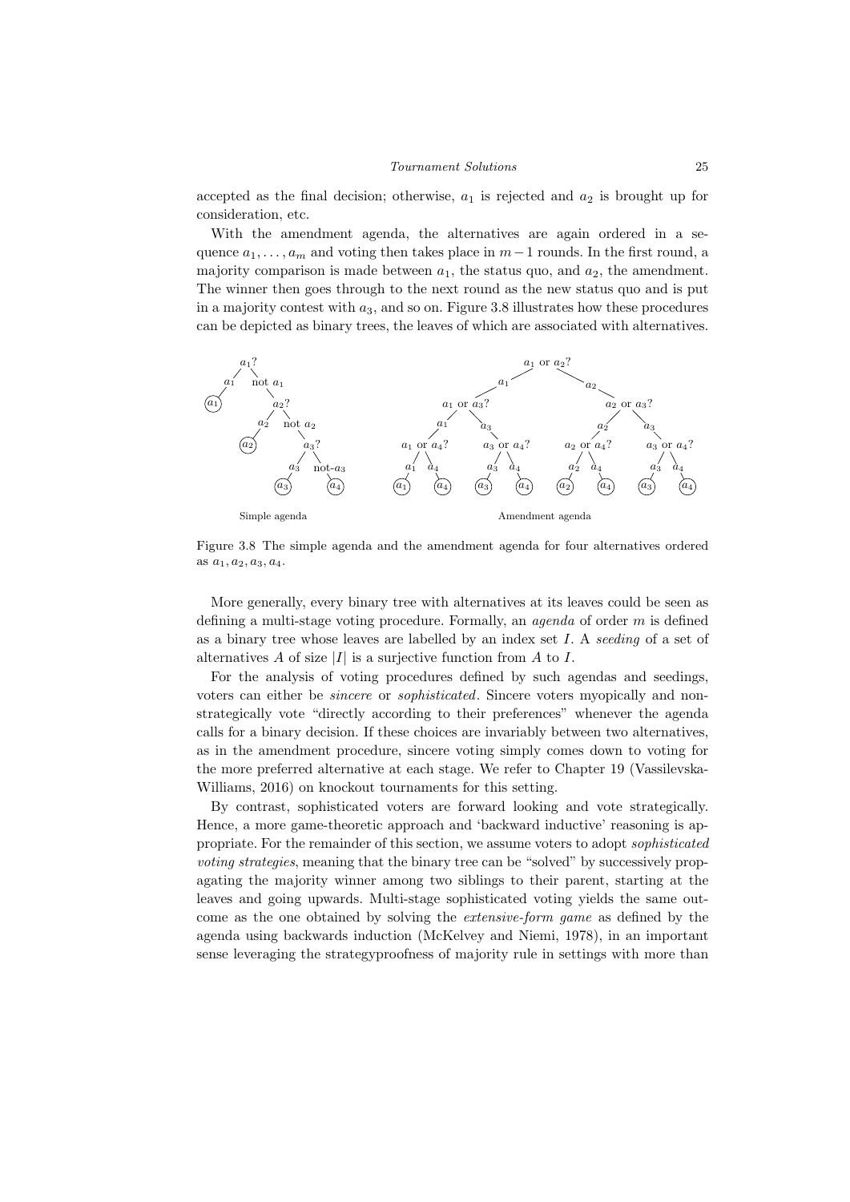accepted as the final decision; otherwise, $a_1$ is rejected and $a_2$ is brought up for consideration, etc.

With the amendment agenda, the alternatives are again ordered in a sequence $a_1, \ldots, a_m$ and voting then takes place in $m-1$ rounds. In the first round, a majority comparison is made between $a_1$, the status quo, and $a_2$, the amendment. The winner then goes through to the next round as the new status quo and is put in a majority contest with $a_3$, and so on. Figure 3.8 illustrates how these procedures can be depicted as binary trees, the leaves of which are associated with alternatives.

Figure 3.8 The simple agenda and the amendment agenda for four alternatives ordered as $a_1, a_2, a_3, a_4$.

More generally, every binary tree with alternatives at its leaves could be seen as defining a multi-stage voting procedure. Formally, an *agenda* of order $m$ is defined as a binary tree whose leaves are labelled by an index set $I$. A *seeding* of a set of alternatives $A$ of size $|I|$ is a surjective function from $A$ to $I$.

For the analysis of voting procedures defined by such agendas and seedings, voters can either be *sincere* or *sophisticated*. Sincere voters myopically and non-strategically vote "directly according to their preferences" whenever the agenda calls for a binary decision. If these choices are invariably between two alternatives, as in the amendment procedure, sincere voting simply comes down to voting for the more preferred alternative at each stage. We refer to Chapter 19 (Vassilevska-Williams, 2016) on knockout tournaments for this setting.

By contrast, sophisticated voters are forward looking and vote strategically. Hence, a more game-theoretic approach and 'backward inductive' reasoning is appropriate. For the remainder of this section, we assume voters to adopt *sophisticated voting strategies*, meaning that the binary tree can be "solved" by successively propagating the majority winner among two siblings to their parent, starting at the leaves and going upwards. Multi-stage sophisticated voting yields the same outcome as the one obtained by solving the *extensive-form game* as defined by the agenda using backwards induction (McKelvey and Niemi, 1978), in an important sense leveraging the strategyproofness of majority rule in settings with more than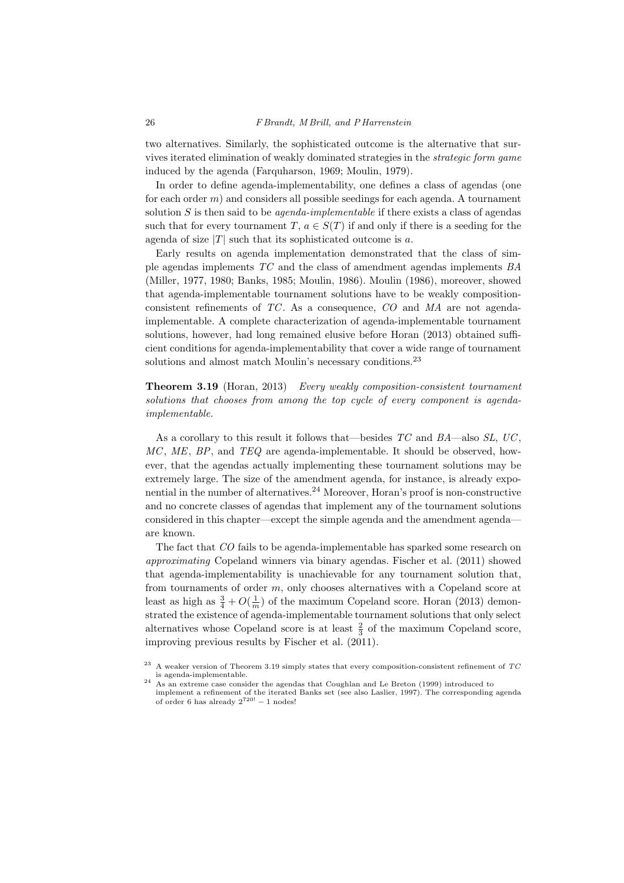two alternatives. Similarly, the sophisticated outcome is the alternative that survives iterated elimination of weakly dominated strategies in the *strategic form game* induced by the agenda (Farquharson, 1969; Moulin, 1979).

In order to define agenda-implementability, one defines a class of agendas (one for each order $m$) and considers all possible seedings for each agenda. A tournament solution $S$ is then said to be *agenda-implementable* if there exists a class of agendas such that for every tournament $T$, $a \in S(T)$ if and only if there is a seeding for the agenda of size $|T|$ such that its sophisticated outcome is $a$.

Early results on agenda implementation demonstrated that the class of simple agendas implements $TC$ and the class of amendment agendas implements $BA$ (Miller, 1977, 1980; Banks, 1985; Moulin, 1986). Moulin (1986), moreover, showed that agenda-implementable tournament solutions have to be weakly composition-consistent refinements of $TC$. As a consequence, $CO$ and $MA$ are not agenda-implementable. A complete characterization of agenda-implementable tournament solutions, however, had long remained elusive before Horan (2013) obtained sufficient conditions for agenda-implementability that cover a wide range of tournament solutions and almost match Moulin's necessary conditions.[23]

**Theorem 3.19** (Horan, 2013) *Every weakly composition-consistent tournament solutions that chooses from among the top cycle of every component is agenda-implementable.*

As a corollary to this result it follows that—besides $TC$ and $BA$—also $SL$, $UC$, $MC$, $ME$, $BP$, and $TEQ$ are agenda-implementable. It should be observed, however, that the agendas actually implementing these tournament solutions may be extremely large. The size of the amendment agenda, for instance, is already exponential in the number of alternatives.[24] Moreover, Horan's proof is non-constructive and no concrete classes of agendas that implement any of the tournament solutions considered in this chapter—except the simple agenda and the amendment agenda—are known.

The fact that $CO$ fails to be agenda-implementable has sparked some research on *approximating* Copeland winners via binary agendas. Fischer et al. (2011) showed that agenda-implementability is unachievable for any tournament solution that, from tournaments of order $m$, only chooses alternatives with a Copeland score at least as high as $\frac{3}{4} + O(\frac{1}{m})$ of the maximum Copeland score. Horan (2013) demonstrated the existence of agenda-implementable tournament solutions that only select alternatives whose Copeland score is at least $\frac{2}{3}$ of the maximum Copeland score, improving previous results by Fischer et al. (2011).

[23] A weaker version of Theorem 3.19 simply states that every composition-consistent refinement of $TC$ is agenda-implementable.

[24] As an extreme case consider the agendas that Coughlan and Le Breton (1999) introduced to implement a refinement of the iterated Banks set (see also Laslier, 1997). The corresponding agenda of order 6 has already $2^{720!} - 1$ nodes!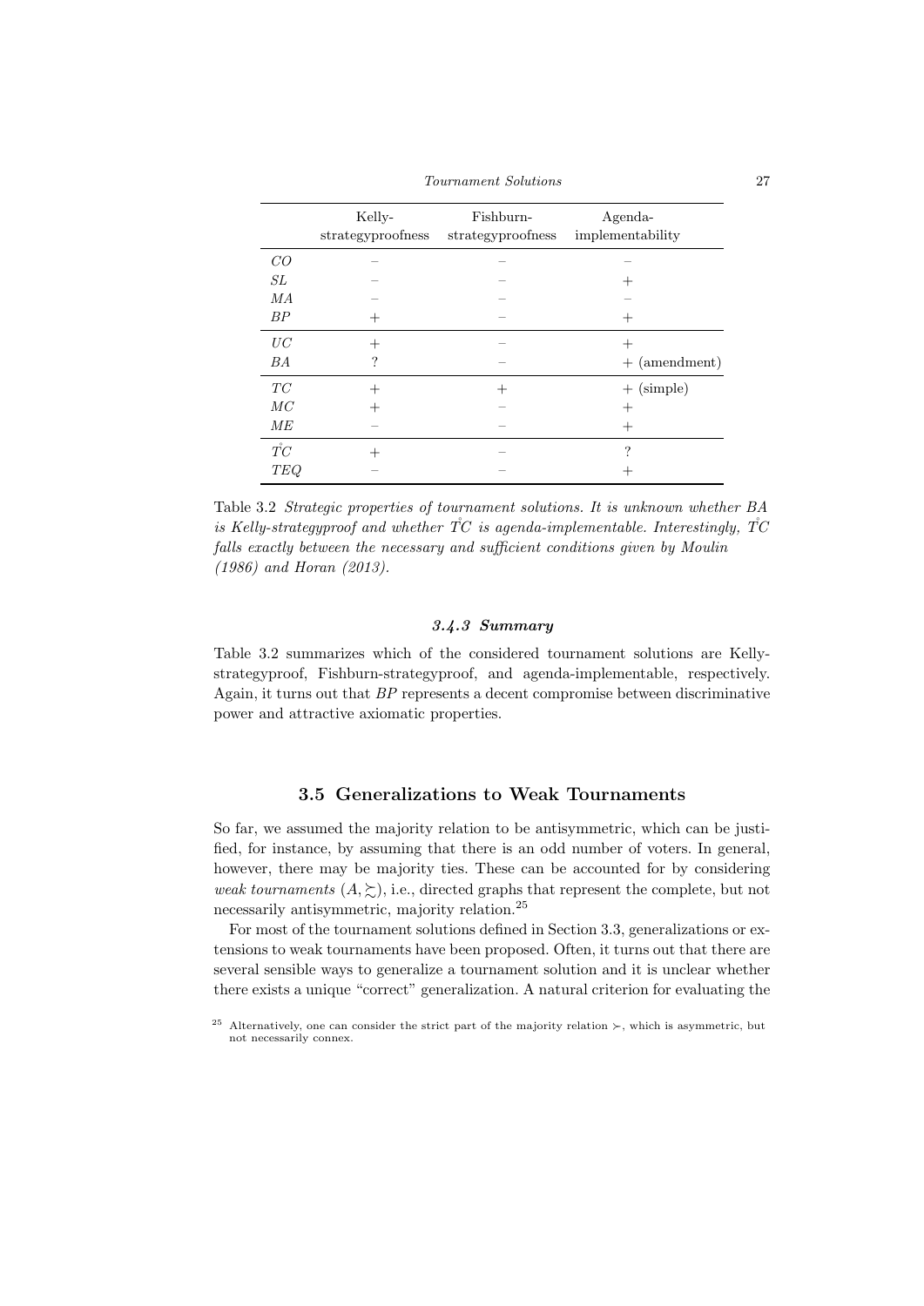| | Kelly-strategyproofness | Fishburn-strategyproofness | Agenda-implementability |
|---|---|---|---|
| $CO$ | – | – | – |
| $SL$ | – | – | + |
| $MA$ | – | – | – |
| $BP$ | + | – | + |
| $UC$ | + | – | + |
| $BA$ | ? | – | + (amendment) |
| $TC$ | + | + | + (simple) |
| $MC$ | + | – | + |
| $ME$ | – | – | + |
| $\mathring{TC}$ | + | – | ? |
| $TEQ$ | – | – | + |

Table 3.2 *Strategic properties of tournament solutions. It is unknown whether BA is Kelly-strategyproof and whether $\mathring{TC}$ is agenda-implementable. Interestingly, $\mathring{TC}$ falls exactly between the necessary and sufficient conditions given by Moulin (1986) and Horan (2013).*

#### 3.4.3 Summary

Table 3.2 summarizes which of the considered tournament solutions are Kelly-strategyproof, Fishburn-strategyproof, and agenda-implementable, respectively. Again, it turns out that *BP* represents a decent compromise between discriminative power and attractive axiomatic properties.

## 3.5 Generalizations to Weak Tournaments

So far, we assumed the majority relation to be antisymmetric, which can be justified, for instance, by assuming that there is an odd number of voters. In general, however, there may be majority ties. These can be accounted for by considering *weak tournaments* $(A, \succsim)$, i.e., directed graphs that represent the complete, but not necessarily antisymmetric, majority relation.[25]

For most of the tournament solutions defined in Section 3.3, generalizations or extensions to weak tournaments have been proposed. Often, it turns out that there are several sensible ways to generalize a tournament solution and it is unclear whether there exists a unique "correct" generalization. A natural criterion for evaluating the

[25] Alternatively, one can consider the strict part of the majority relation $\succ$, which is asymmetric, but not necessarily connex.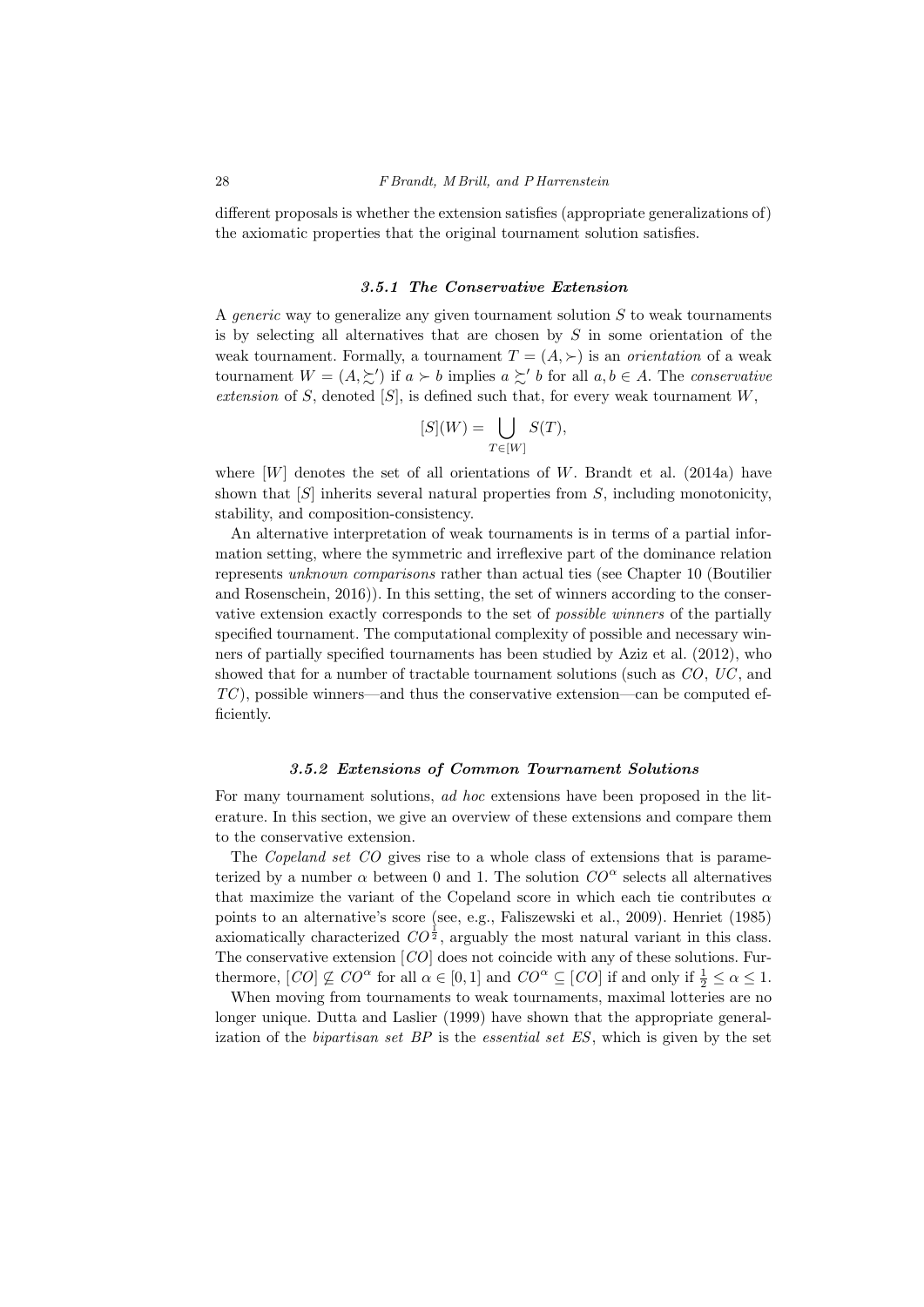different proposals is whether the extension satisfies (appropriate generalizations of) the axiomatic properties that the original tournament solution satisfies.

### 3.5.1 The Conservative Extension

A *generic* way to generalize any given tournament solution $S$ to weak tournaments is by selecting all alternatives that are chosen by $S$ in some orientation of the weak tournament. Formally, a tournament $T = (A, \succ)$ is an *orientation* of a weak tournament $W = (A, \succsim')$ if $a \succ b$ implies $a \succsim' b$ for all $a, b \in A$. The *conservative extension* of $S$, denoted $[S]$, is defined such that, for every weak tournament $W$,

$$[S](W) = \bigcup_{T \in [W]} S(T),$$

where $[W]$ denotes the set of all orientations of $W$. Brandt et al. (2014a) have shown that $[S]$ inherits several natural properties from $S$, including monotonicity, stability, and composition-consistency.

An alternative interpretation of weak tournaments is in terms of a partial information setting, where the symmetric and irreflexive part of the dominance relation represents *unknown comparisons* rather than actual ties (see Chapter 10 (Boutilier and Rosenschein, 2016)). In this setting, the set of winners according to the conservative extension exactly corresponds to the set of *possible winners* of the partially specified tournament. The computational complexity of possible and necessary winners of partially specified tournaments has been studied by Aziz et al. (2012), who showed that for a number of tractable tournament solutions (such as $CO$, $UC$, and $TC$), possible winners—and thus the conservative extension—can be computed efficiently.

### 3.5.2 Extensions of Common Tournament Solutions

For many tournament solutions, *ad hoc* extensions have been proposed in the literature. In this section, we give an overview of these extensions and compare them to the conservative extension.

The *Copeland set* $CO$ gives rise to a whole class of extensions that is parameterized by a number $\alpha$ between 0 and 1. The solution $CO^\alpha$ selects all alternatives that maximize the variant of the Copeland score in which each tie contributes $\alpha$ points to an alternative's score (see, e.g., Faliszewski et al., 2009). Henriet (1985) axiomatically characterized $CO^{\frac{1}{2}}$, arguably the most natural variant in this class. The conservative extension $[CO]$ does not coincide with any of these solutions. Furthermore, $[CO] \not\subseteq CO^\alpha$ for all $\alpha \in [0, 1]$ and $CO^\alpha \subseteq [CO]$ if and only if $\frac{1}{2} \leq \alpha \leq 1$.

When moving from tournaments to weak tournaments, maximal lotteries are no longer unique. Dutta and Laslier (1999) have shown that the appropriate generalization of the *bipartisan set* $BP$ is the *essential set* $ES$, which is given by the set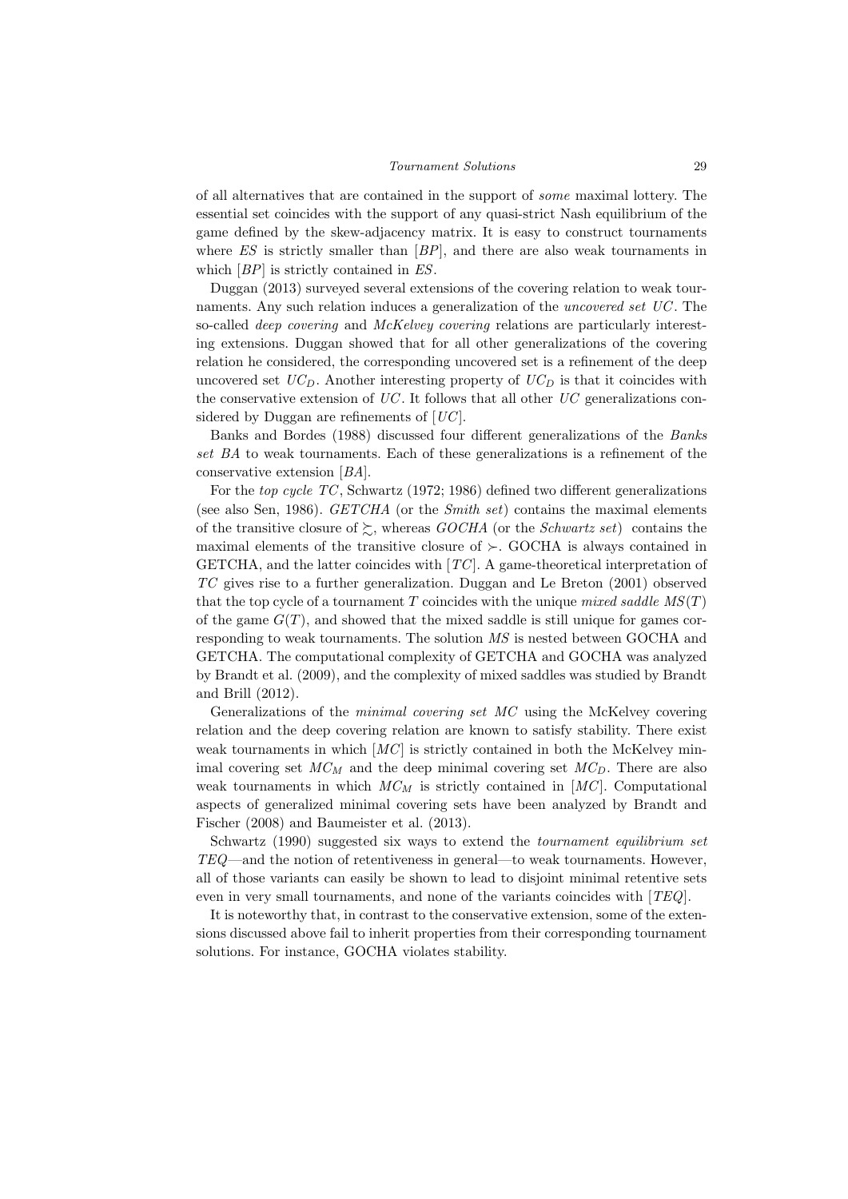of all alternatives that are contained in the support of *some* maximal lottery. The essential set coincides with the support of any quasi-strict Nash equilibrium of the game defined by the skew-adjacency matrix. It is easy to construct tournaments where $ES$ is strictly smaller than $[BP]$, and there are also weak tournaments in which $[BP]$ is strictly contained in $ES$.

Duggan (2013) surveyed several extensions of the covering relation to weak tournaments. Any such relation induces a generalization of the *uncovered set* $UC$. The so-called *deep covering* and *McKelvey covering* relations are particularly interesting extensions. Duggan showed that for all other generalizations of the covering relation he considered, the corresponding uncovered set is a refinement of the deep uncovered set $UC_D$. Another interesting property of $UC_D$ is that it coincides with the conservative extension of $UC$. It follows that all other $UC$ generalizations considered by Duggan are refinements of $[UC]$.

Banks and Bordes (1988) discussed four different generalizations of the *Banks set* $BA$ to weak tournaments. Each of these generalizations is a refinement of the conservative extension $[BA]$.

For the *top cycle* $TC$, Schwartz (1972; 1986) defined two different generalizations (see also Sen, 1986). *GETCHA* (or the *Smith set*) contains the maximal elements of the transitive closure of $\succsim$, whereas *GOCHA* (or the *Schwartz set*) contains the maximal elements of the transitive closure of $\succ$. GOCHA is always contained in GETCHA, and the latter coincides with $[TC]$. A game-theoretical interpretation of $TC$ gives rise to a further generalization. Duggan and Le Breton (2001) observed that the top cycle of a tournament $T$ coincides with the unique *mixed saddle* $MS(T)$ of the game $G(T)$, and showed that the mixed saddle is still unique for games corresponding to weak tournaments. The solution $MS$ is nested between GOCHA and GETCHA. The computational complexity of GETCHA and GOCHA was analyzed by Brandt et al. (2009), and the complexity of mixed saddles was studied by Brandt and Brill (2012).

Generalizations of the *minimal covering set* $MC$ using the McKelvey covering relation and the deep covering relation are known to satisfy stability. There exist weak tournaments in which $[MC]$ is strictly contained in both the McKelvey minimal covering set $MC_M$ and the deep minimal covering set $MC_D$. There are also weak tournaments in which $MC_M$ is strictly contained in $[MC]$. Computational aspects of generalized minimal covering sets have been analyzed by Brandt and Fischer (2008) and Baumeister et al. (2013).

Schwartz (1990) suggested six ways to extend the *tournament equilibrium set* $TEQ$—and the notion of retentiveness in general—to weak tournaments. However, all of those variants can easily be shown to lead to disjoint minimal retentive sets even in very small tournaments, and none of the variants coincides with $[TEQ]$.

It is noteworthy that, in contrast to the conservative extension, some of the extensions discussed above fail to inherit properties from their corresponding tournament solutions. For instance, GOCHA violates stability.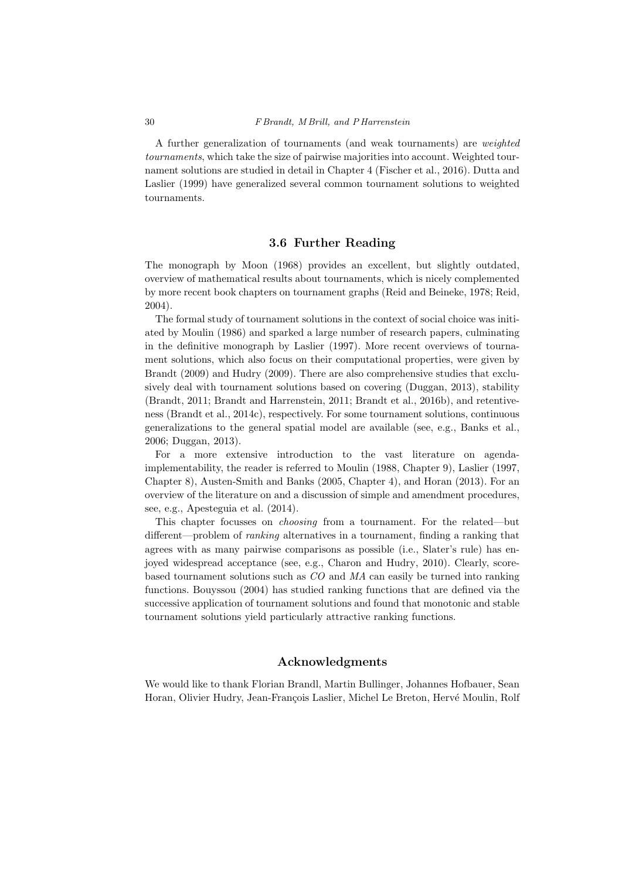A further generalization of tournaments (and weak tournaments) are *weighted tournaments*, which take the size of pairwise majorities into account. Weighted tournament solutions are studied in detail in Chapter 4 (Fischer et al., 2016). Dutta and Laslier (1999) have generalized several common tournament solutions to weighted tournaments.

## 3.6 Further Reading

The monograph by Moon (1968) provides an excellent, but slightly outdated, overview of mathematical results about tournaments, which is nicely complemented by more recent book chapters on tournament graphs (Reid and Beineke, 1978; Reid, 2004).

The formal study of tournament solutions in the context of social choice was initiated by Moulin (1986) and sparked a large number of research papers, culminating in the definitive monograph by Laslier (1997). More recent overviews of tournament solutions, which also focus on their computational properties, were given by Brandt (2009) and Hudry (2009). There are also comprehensive studies that exclusively deal with tournament solutions based on covering (Duggan, 2013), stability (Brandt, 2011; Brandt and Harrenstein, 2011; Brandt et al., 2016b), and retentiveness (Brandt et al., 2014c), respectively. For some tournament solutions, continuous generalizations to the general spatial model are available (see, e.g., Banks et al., 2006; Duggan, 2013).

For a more extensive introduction to the vast literature on agenda-implementability, the reader is referred to Moulin (1988, Chapter 9), Laslier (1997, Chapter 8), Austen-Smith and Banks (2005, Chapter 4), and Horan (2013). For an overview of the literature on and a discussion of simple and amendment procedures, see, e.g., Apesteguia et al. (2014).

This chapter focusses on *choosing* from a tournament. For the related—but different—problem of *ranking* alternatives in a tournament, finding a ranking that agrees with as many pairwise comparisons as possible (i.e., Slater's rule) has enjoyed widespread acceptance (see, e.g., Charon and Hudry, 2010). Clearly, score-based tournament solutions such as *CO* and *MA* can easily be turned into ranking functions. Bouyssou (2004) has studied ranking functions that are defined via the successive application of tournament solutions and found that monotonic and stable tournament solutions yield particularly attractive ranking functions.

## Acknowledgments

We would like to thank Florian Brandl, Martin Bullinger, Johannes Hofbauer, Sean Horan, Olivier Hudry, Jean-François Laslier, Michel Le Breton, Hervé Moulin, Rolf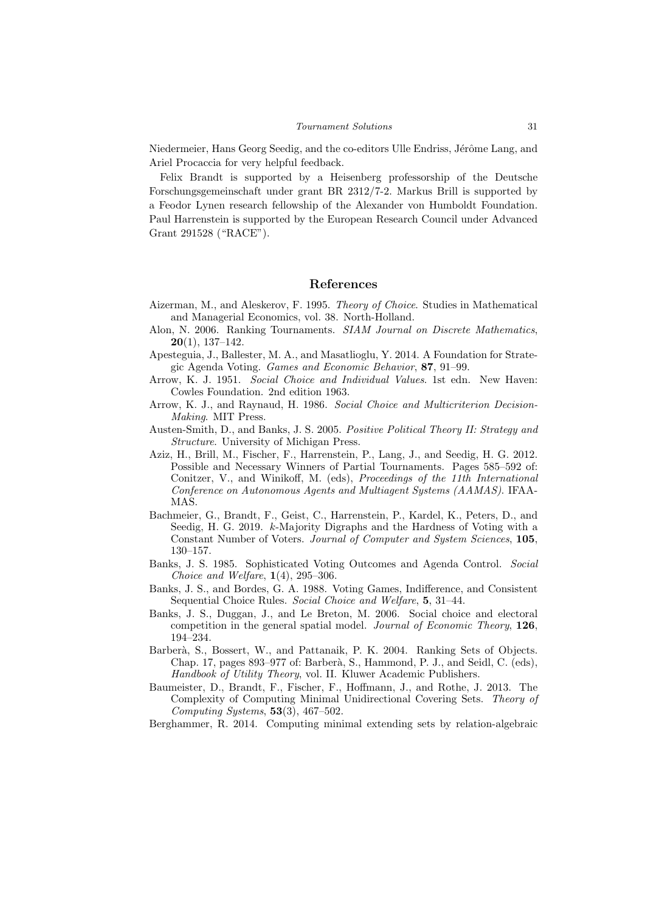Niedermeier, Hans Georg Seedig, and the co-editors Ulle Endriss, Jérôme Lang, and Ariel Procaccia for very helpful feedback.

Felix Brandt is supported by a Heisenberg professorship of the Deutsche Forschungsgemeinschaft under grant BR 2312/7-2. Markus Brill is supported by a Feodor Lynen research fellowship of the Alexander von Humboldt Foundation. Paul Harrenstein is supported by the European Research Council under Advanced Grant 291528 ("RACE").

## References

Aizerman, M., and Aleskerov, F. 1995. *Theory of Choice*. Studies in Mathematical and Managerial Economics, vol. 38. North-Holland.

Alon, N. 2006. Ranking Tournaments. *SIAM Journal on Discrete Mathematics*, **20**(1), 137–142.

Apesteguia, J., Ballester, M. A., and Masatlioglu, Y. 2014. A Foundation for Strategic Agenda Voting. *Games and Economic Behavior*, **87**, 91–99.

Arrow, K. J. 1951. *Social Choice and Individual Values*. 1st edn. New Haven: Cowles Foundation. 2nd edition 1963.

Arrow, K. J., and Raynaud, H. 1986. *Social Choice and Multicriterion Decision-Making*. MIT Press.

Austen-Smith, D., and Banks, J. S. 2005. *Positive Political Theory II: Strategy and Structure*. University of Michigan Press.

Aziz, H., Brill, M., Fischer, F., Harrenstein, P., Lang, J., and Seedig, H. G. 2012. Possible and Necessary Winners of Partial Tournaments. Pages 585–592 of: Conitzer, V., and Winikoff, M. (eds), *Proceedings of the 11th International Conference on Autonomous Agents and Multiagent Systems (AAMAS)*. IFAAMAS.

Bachmeier, G., Brandt, F., Geist, C., Harrenstein, P., Kardel, K., Peters, D., and Seedig, H. G. 2019. $k$-Majority Digraphs and the Hardness of Voting with a Constant Number of Voters. *Journal of Computer and System Sciences*, **105**, 130–157.

Banks, J. S. 1985. Sophisticated Voting Outcomes and Agenda Control. *Social Choice and Welfare*, **1**(4), 295–306.

Banks, J. S., and Bordes, G. A. 1988. Voting Games, Indifference, and Consistent Sequential Choice Rules. *Social Choice and Welfare*, **5**, 31–44.

Banks, J. S., Duggan, J., and Le Breton, M. 2006. Social choice and electoral competition in the general spatial model. *Journal of Economic Theory*, **126**, 194–234.

Barberà, S., Bossert, W., and Pattanaik, P. K. 2004. Ranking Sets of Objects. Chap. 17, pages 893–977 of: Barberà, S., Hammond, P. J., and Seidl, C. (eds), *Handbook of Utility Theory*, vol. II. Kluwer Academic Publishers.

Baumeister, D., Brandt, F., Fischer, F., Hoffmann, J., and Rothe, J. 2013. The Complexity of Computing Minimal Unidirectional Covering Sets. *Theory of Computing Systems*, **53**(3), 467–502.

Berghammer, R. 2014. Computing minimal extending sets by relation-algebraic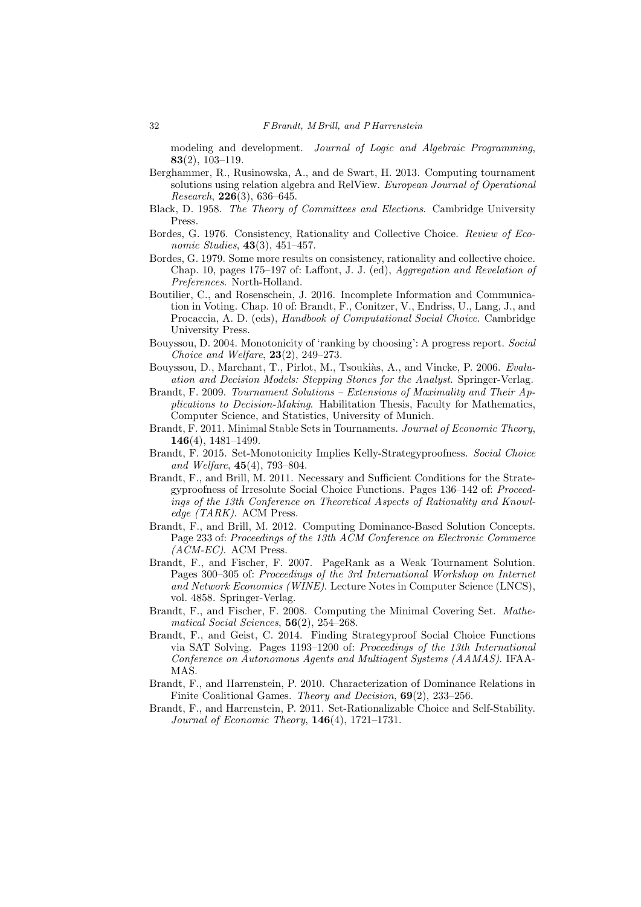modeling and development. *Journal of Logic and Algebraic Programming*, **83**(2), 103–119.

Berghammer, R., Rusinowska, A., and de Swart, H. 2013. Computing tournament solutions using relation algebra and RelView. *European Journal of Operational Research*, **226**(3), 636–645.

Black, D. 1958. *The Theory of Committees and Elections*. Cambridge University Press.

Bordes, G. 1976. Consistency, Rationality and Collective Choice. *Review of Economic Studies*, **43**(3), 451–457.

Bordes, G. 1979. Some more results on consistency, rationality and collective choice. Chap. 10, pages 175–197 of: Laffont, J. J. (ed), *Aggregation and Revelation of Preferences*. North-Holland.

Boutilier, C., and Rosenschein, J. 2016. Incomplete Information and Communication in Voting. Chap. 10 of: Brandt, F., Conitzer, V., Endriss, U., Lang, J., and Procaccia, A. D. (eds), *Handbook of Computational Social Choice*. Cambridge University Press.

Bouyssou, D. 2004. Monotonicity of 'ranking by choosing': A progress report. *Social Choice and Welfare*, **23**(2), 249–273.

Bouyssou, D., Marchant, T., Pirlot, M., Tsoukiàs, A., and Vincke, P. 2006. *Evaluation and Decision Models: Stepping Stones for the Analyst*. Springer-Verlag.

Brandt, F. 2009. *Tournament Solutions – Extensions of Maximality and Their Applications to Decision-Making*. Habilitation Thesis, Faculty for Mathematics, Computer Science, and Statistics, University of Munich.

Brandt, F. 2011. Minimal Stable Sets in Tournaments. *Journal of Economic Theory*, **146**(4), 1481–1499.

Brandt, F. 2015. Set-Monotonicity Implies Kelly-Strategyproofness. *Social Choice and Welfare*, **45**(4), 793–804.

Brandt, F., and Brill, M. 2011. Necessary and Sufficient Conditions for the Strategyproofness of Irresolute Social Choice Functions. Pages 136–142 of: *Proceedings of the 13th Conference on Theoretical Aspects of Rationality and Knowledge (TARK)*. ACM Press.

Brandt, F., and Brill, M. 2012. Computing Dominance-Based Solution Concepts. Page 233 of: *Proceedings of the 13th ACM Conference on Electronic Commerce (ACM-EC)*. ACM Press.

Brandt, F., and Fischer, F. 2007. PageRank as a Weak Tournament Solution. Pages 300–305 of: *Proceedings of the 3rd International Workshop on Internet and Network Economics (WINE)*. Lecture Notes in Computer Science (LNCS), vol. 4858. Springer-Verlag.

Brandt, F., and Fischer, F. 2008. Computing the Minimal Covering Set. *Mathematical Social Sciences*, **56**(2), 254–268.

Brandt, F., and Geist, C. 2014. Finding Strategyproof Social Choice Functions via SAT Solving. Pages 1193–1200 of: *Proceedings of the 13th International Conference on Autonomous Agents and Multiagent Systems (AAMAS)*. IFAAMAS.

Brandt, F., and Harrenstein, P. 2010. Characterization of Dominance Relations in Finite Coalitional Games. *Theory and Decision*, **69**(2), 233–256.

Brandt, F., and Harrenstein, P. 2011. Set-Rationalizable Choice and Self-Stability. *Journal of Economic Theory*, **146**(4), 1721–1731.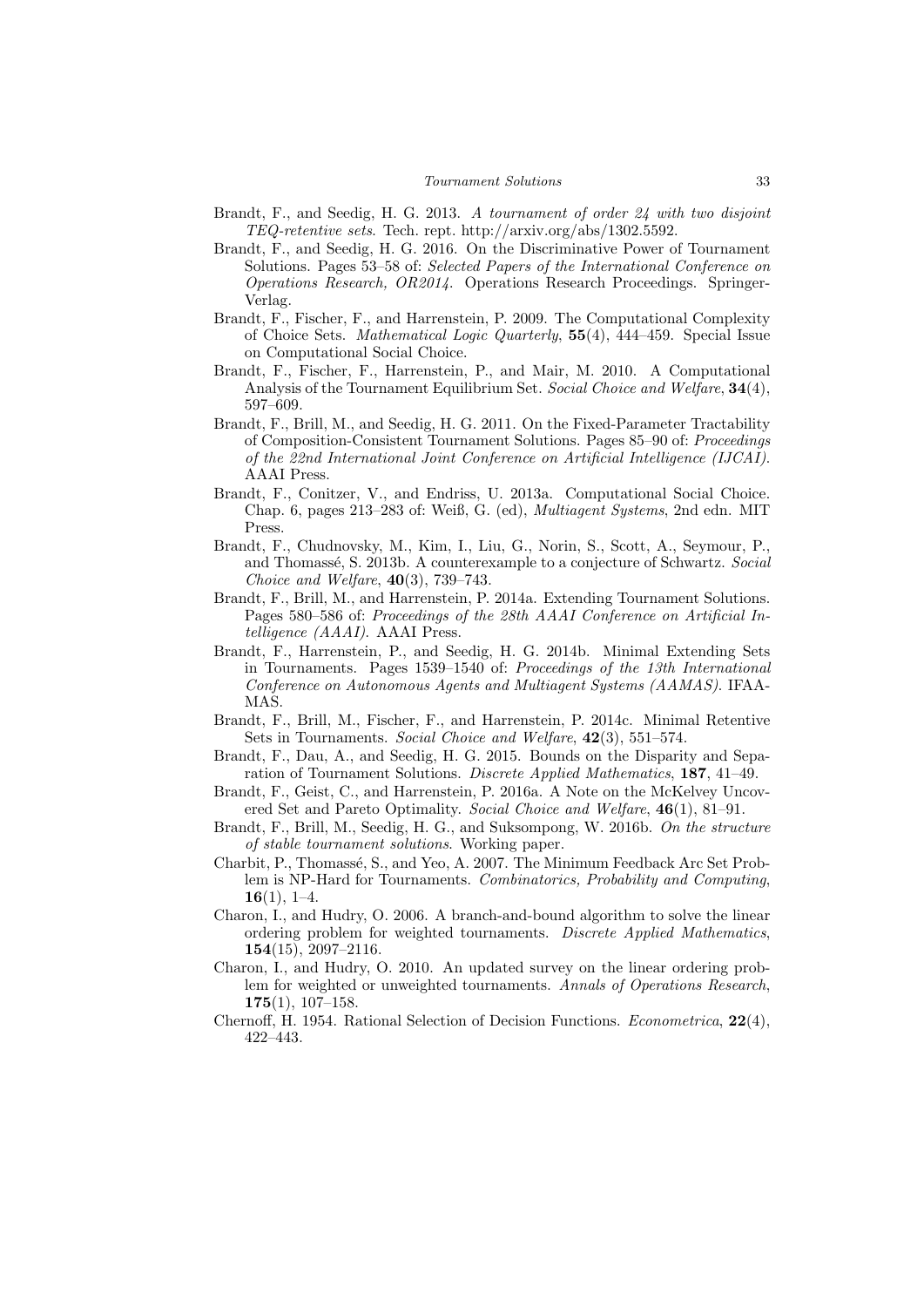Brandt, F., and Seedig, H. G. 2013. *A tournament of order 24 with two disjoint TEQ-retentive sets*. Tech. rept. http://arxiv.org/abs/1302.5592.

Brandt, F., and Seedig, H. G. 2016. On the Discriminative Power of Tournament Solutions. Pages 53–58 of: *Selected Papers of the International Conference on Operations Research, OR2014*. Operations Research Proceedings. Springer-Verlag.

Brandt, F., Fischer, F., and Harrenstein, P. 2009. The Computational Complexity of Choice Sets. *Mathematical Logic Quarterly*, **55**(4), 444–459. Special Issue on Computational Social Choice.

Brandt, F., Fischer, F., Harrenstein, P., and Mair, M. 2010. A Computational Analysis of the Tournament Equilibrium Set. *Social Choice and Welfare*, **34**(4), 597–609.

Brandt, F., Brill, M., and Seedig, H. G. 2011. On the Fixed-Parameter Tractability of Composition-Consistent Tournament Solutions. Pages 85–90 of: *Proceedings of the 22nd International Joint Conference on Artificial Intelligence (IJCAI)*. AAAI Press.

Brandt, F., Conitzer, V., and Endriss, U. 2013a. Computational Social Choice. Chap. 6, pages 213–283 of: Weiß, G. (ed), *Multiagent Systems*, 2nd edn. MIT Press.

Brandt, F., Chudnovsky, M., Kim, I., Liu, G., Norin, S., Scott, A., Seymour, P., and Thomassé, S. 2013b. A counterexample to a conjecture of Schwartz. *Social Choice and Welfare*, **40**(3), 739–743.

Brandt, F., Brill, M., and Harrenstein, P. 2014a. Extending Tournament Solutions. Pages 580–586 of: *Proceedings of the 28th AAAI Conference on Artificial Intelligence (AAAI)*. AAAI Press.

Brandt, F., Harrenstein, P., and Seedig, H. G. 2014b. Minimal Extending Sets in Tournaments. Pages 1539–1540 of: *Proceedings of the 13th International Conference on Autonomous Agents and Multiagent Systems (AAMAS)*. IFAAMAS.

Brandt, F., Brill, M., Fischer, F., and Harrenstein, P. 2014c. Minimal Retentive Sets in Tournaments. *Social Choice and Welfare*, **42**(3), 551–574.

Brandt, F., Dau, A., and Seedig, H. G. 2015. Bounds on the Disparity and Separation of Tournament Solutions. *Discrete Applied Mathematics*, **187**, 41–49.

Brandt, F., Geist, C., and Harrenstein, P. 2016a. A Note on the McKelvey Uncovered Set and Pareto Optimality. *Social Choice and Welfare*, **46**(1), 81–91.

Brandt, F., Brill, M., Seedig, H. G., and Suksompong, W. 2016b. *On the structure of stable tournament solutions*. Working paper.

Charbit, P., Thomassé, S., and Yeo, A. 2007. The Minimum Feedback Arc Set Problem is NP-Hard for Tournaments. *Combinatorics, Probability and Computing*, **16**(1), 1–4.

Charon, I., and Hudry, O. 2006. A branch-and-bound algorithm to solve the linear ordering problem for weighted tournaments. *Discrete Applied Mathematics*, **154**(15), 2097–2116.

Charon, I., and Hudry, O. 2010. An updated survey on the linear ordering problem for weighted or unweighted tournaments. *Annals of Operations Research*, **175**(1), 107–158.

Chernoff, H. 1954. Rational Selection of Decision Functions. *Econometrica*, **22**(4), 422–443.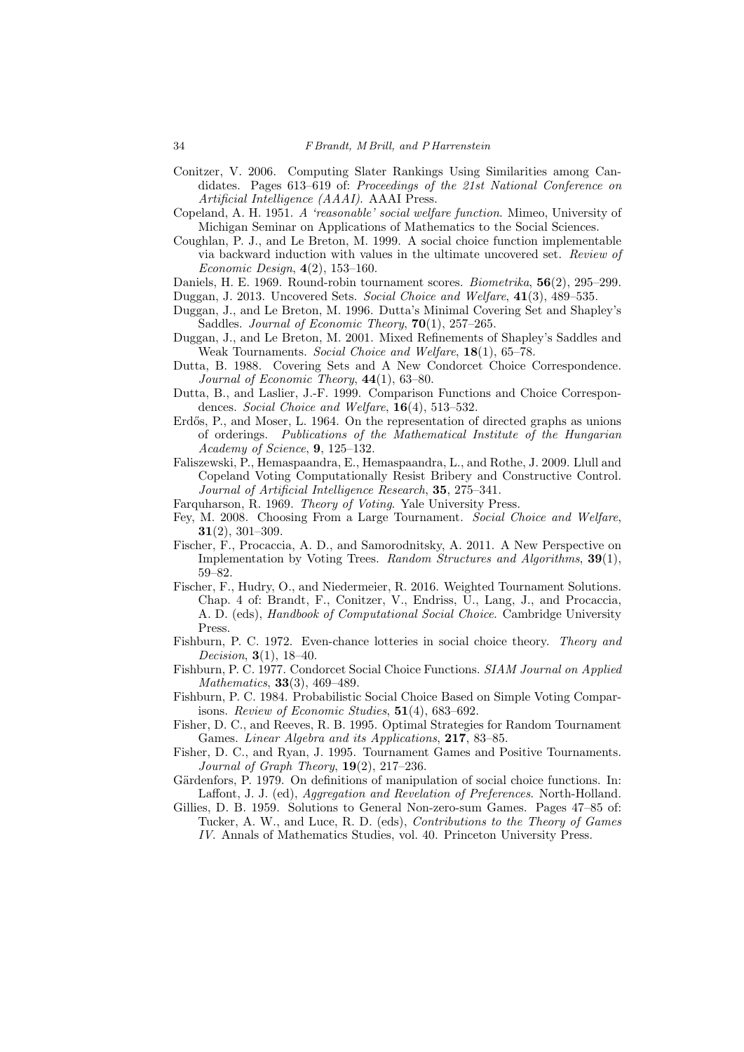Conitzer, V. 2006. Computing Slater Rankings Using Similarities among Candidates. Pages 613–619 of: *Proceedings of the 21st National Conference on Artificial Intelligence (AAAI)*. AAAI Press.

Copeland, A. H. 1951. *A 'reasonable' social welfare function*. Mimeo, University of Michigan Seminar on Applications of Mathematics to the Social Sciences.

Coughlan, P. J., and Le Breton, M. 1999. A social choice function implementable via backward induction with values in the ultimate uncovered set. *Review of Economic Design*, **4**(2), 153–160.

Daniels, H. E. 1969. Round-robin tournament scores. *Biometrika*, **56**(2), 295–299.

Duggan, J. 2013. Uncovered Sets. *Social Choice and Welfare*, **41**(3), 489–535.

Duggan, J., and Le Breton, M. 1996. Dutta's Minimal Covering Set and Shapley's Saddles. *Journal of Economic Theory*, **70**(1), 257–265.

Duggan, J., and Le Breton, M. 2001. Mixed Refinements of Shapley's Saddles and Weak Tournaments. *Social Choice and Welfare*, **18**(1), 65–78.

Dutta, B. 1988. Covering Sets and A New Condorcet Choice Correspondence. *Journal of Economic Theory*, **44**(1), 63–80.

Dutta, B., and Laslier, J.-F. 1999. Comparison Functions and Choice Correspondences. *Social Choice and Welfare*, **16**(4), 513–532.

Erdős, P., and Moser, L. 1964. On the representation of directed graphs as unions of orderings. *Publications of the Mathematical Institute of the Hungarian Academy of Science*, **9**, 125–132.

Faliszewski, P., Hemaspaandra, E., Hemaspaandra, L., and Rothe, J. 2009. Llull and Copeland Voting Computationally Resist Bribery and Constructive Control. *Journal of Artificial Intelligence Research*, **35**, 275–341.

Farquharson, R. 1969. *Theory of Voting*. Yale University Press.

Fey, M. 2008. Choosing From a Large Tournament. *Social Choice and Welfare*, **31**(2), 301–309.

Fischer, F., Procaccia, A. D., and Samorodnitsky, A. 2011. A New Perspective on Implementation by Voting Trees. *Random Structures and Algorithms*, **39**(1), 59–82.

Fischer, F., Hudry, O., and Niedermeier, R. 2016. Weighted Tournament Solutions. Chap. 4 of: Brandt, F., Conitzer, V., Endriss, U., Lang, J., and Procaccia, A. D. (eds), *Handbook of Computational Social Choice*. Cambridge University Press.

Fishburn, P. C. 1972. Even-chance lotteries in social choice theory. *Theory and Decision*, **3**(1), 18–40.

Fishburn, P. C. 1977. Condorcet Social Choice Functions. *SIAM Journal on Applied Mathematics*, **33**(3), 469–489.

Fishburn, P. C. 1984. Probabilistic Social Choice Based on Simple Voting Comparisons. *Review of Economic Studies*, **51**(4), 683–692.

Fisher, D. C., and Reeves, R. B. 1995. Optimal Strategies for Random Tournament Games. *Linear Algebra and its Applications*, **217**, 83–85.

Fisher, D. C., and Ryan, J. 1995. Tournament Games and Positive Tournaments. *Journal of Graph Theory*, **19**(2), 217–236.

Gärdenfors, P. 1979. On definitions of manipulation of social choice functions. In: Laffont, J. J. (ed), *Aggregation and Revelation of Preferences*. North-Holland.

Gillies, D. B. 1959. Solutions to General Non-zero-sum Games. Pages 47–85 of: Tucker, A. W., and Luce, R. D. (eds), *Contributions to the Theory of Games IV*. Annals of Mathematics Studies, vol. 40. Princeton University Press.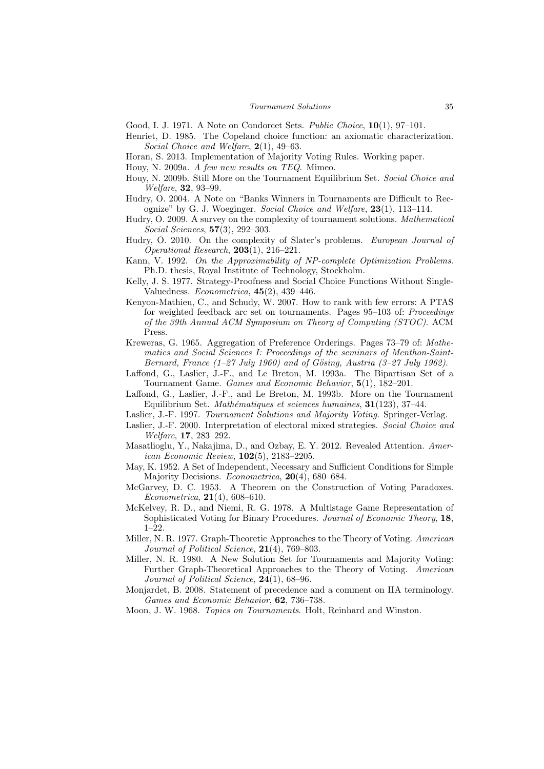Good, I. J. 1971. A Note on Condorcet Sets. *Public Choice*, **10**(1), 97–101.

Henriet, D. 1985. The Copeland choice function: an axiomatic characterization. *Social Choice and Welfare*, **2**(1), 49–63.

Horan, S. 2013. Implementation of Majority Voting Rules. Working paper.

Houy, N. 2009a. *A few new results on TEQ*. Mimeo.

Houy, N. 2009b. Still More on the Tournament Equilibrium Set. *Social Choice and Welfare*, **32**, 93–99.

Hudry, O. 2004. A Note on "Banks Winners in Tournaments are Difficult to Recognize" by G. J. Woeginger. *Social Choice and Welfare*, **23**(1), 113–114.

Hudry, O. 2009. A survey on the complexity of tournament solutions. *Mathematical Social Sciences*, **57**(3), 292–303.

Hudry, O. 2010. On the complexity of Slater's problems. *European Journal of Operational Research*, **203**(1), 216–221.

Kann, V. 1992. *On the Approximability of NP-complete Optimization Problems*. Ph.D. thesis, Royal Institute of Technology, Stockholm.

Kelly, J. S. 1977. Strategy-Proofness and Social Choice Functions Without Single-Valuedness. *Econometrica*, **45**(2), 439–446.

Kenyon-Mathieu, C., and Schudy, W. 2007. How to rank with few errors: A PTAS for weighted feedback arc set on tournaments. Pages 95–103 of: *Proceedings of the 39th Annual ACM Symposium on Theory of Computing (STOC)*. ACM Press.

Kreweras, G. 1965. Aggregation of Preference Orderings. Pages 73–79 of: *Mathematics and Social Sciences I: Proceedings of the seminars of Menthon-Saint-Bernard, France (1–27 July 1960) and of Gösing, Austria (3–27 July 1962)*.

Laffond, G., Laslier, J.-F., and Le Breton, M. 1993a. The Bipartisan Set of a Tournament Game. *Games and Economic Behavior*, **5**(1), 182–201.

Laffond, G., Laslier, J.-F., and Le Breton, M. 1993b. More on the Tournament Equilibrium Set. *Mathématiques et sciences humaines*, **31**(123), 37–44.

Laslier, J.-F. 1997. *Tournament Solutions and Majority Voting*. Springer-Verlag.

Laslier, J.-F. 2000. Interpretation of electoral mixed strategies. *Social Choice and Welfare*, **17**, 283–292.

Masatlioglu, Y., Nakajima, D., and Ozbay, E. Y. 2012. Revealed Attention. *American Economic Review*, **102**(5), 2183–2205.

May, K. 1952. A Set of Independent, Necessary and Sufficient Conditions for Simple Majority Decisions. *Econometrica*, **20**(4), 680–684.

McGarvey, D. C. 1953. A Theorem on the Construction of Voting Paradoxes. *Econometrica*, **21**(4), 608–610.

McKelvey, R. D., and Niemi, R. G. 1978. A Multistage Game Representation of Sophisticated Voting for Binary Procedures. *Journal of Economic Theory*, **18**, 1–22.

Miller, N. R. 1977. Graph-Theoretic Approaches to the Theory of Voting. *American Journal of Political Science*, **21**(4), 769–803.

Miller, N. R. 1980. A New Solution Set for Tournaments and Majority Voting: Further Graph-Theoretical Approaches to the Theory of Voting. *American Journal of Political Science*, **24**(1), 68–96.

Monjardet, B. 2008. Statement of precedence and a comment on IIA terminology. *Games and Economic Behavior*, **62**, 736–738.

Moon, J. W. 1968. *Topics on Tournaments*. Holt, Reinhard and Winston.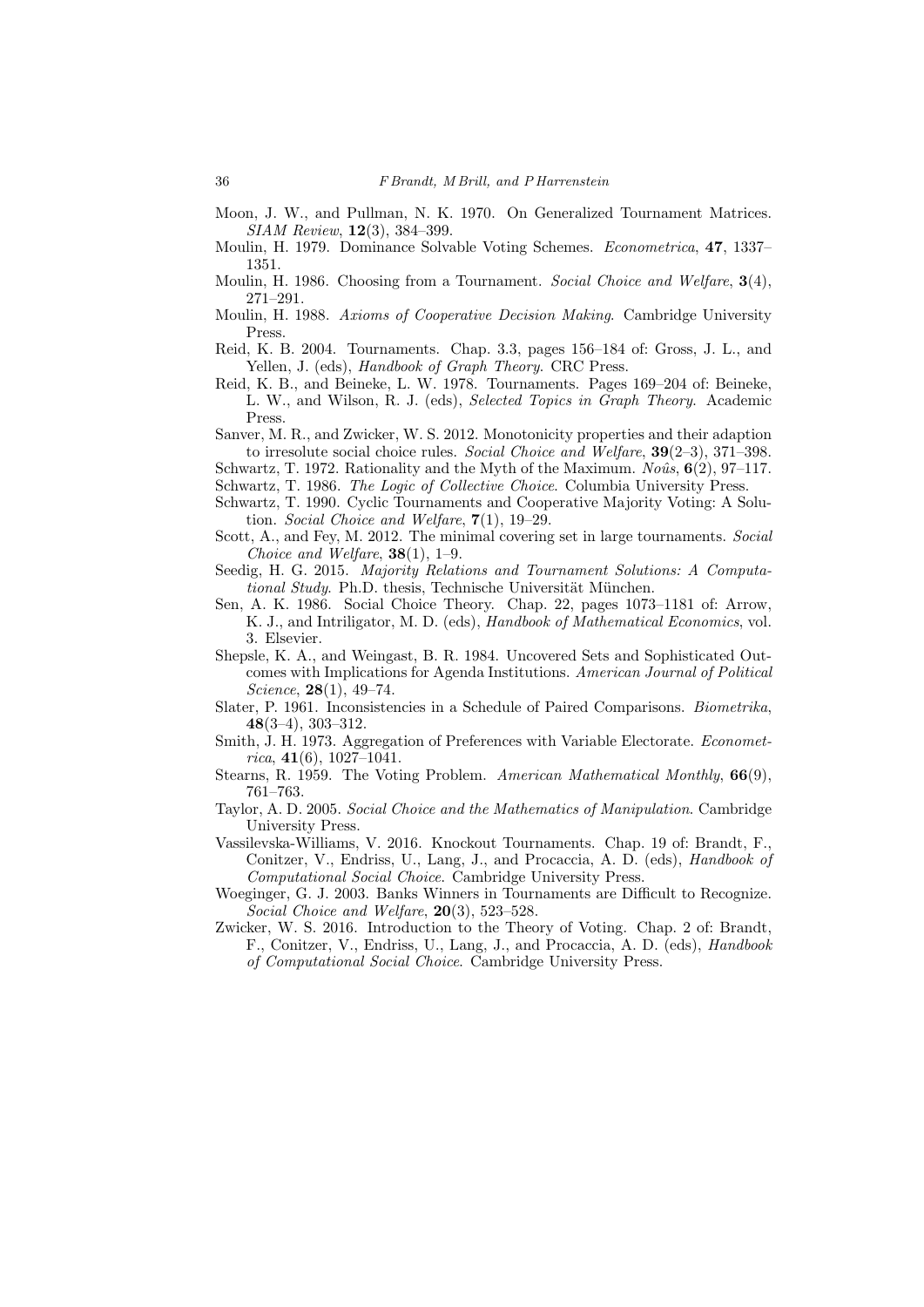Moon, J. W., and Pullman, N. K. 1970. On Generalized Tournament Matrices. *SIAM Review*, **12**(3), 384–399.

Moulin, H. 1979. Dominance Solvable Voting Schemes. *Econometrica*, **47**, 1337–1351.

Moulin, H. 1986. Choosing from a Tournament. *Social Choice and Welfare*, **3**(4), 271–291.

Moulin, H. 1988. *Axioms of Cooperative Decision Making*. Cambridge University Press.

Reid, K. B. 2004. Tournaments. Chap. 3.3, pages 156–184 of: Gross, J. L., and Yellen, J. (eds), *Handbook of Graph Theory*. CRC Press.

Reid, K. B., and Beineke, L. W. 1978. Tournaments. Pages 169–204 of: Beineke, L. W., and Wilson, R. J. (eds), *Selected Topics in Graph Theory*. Academic Press.

Sanver, M. R., and Zwicker, W. S. 2012. Monotonicity properties and their adaption to irresolute social choice rules. *Social Choice and Welfare*, **39**(2–3), 371–398.

Schwartz, T. 1972. Rationality and the Myth of the Maximum. *Noûs*, **6**(2), 97–117.

Schwartz, T. 1986. *The Logic of Collective Choice*. Columbia University Press.

Schwartz, T. 1990. Cyclic Tournaments and Cooperative Majority Voting: A Solution. *Social Choice and Welfare*, **7**(1), 19–29.

Scott, A., and Fey, M. 2012. The minimal covering set in large tournaments. *Social Choice and Welfare*, **38**(1), 1–9.

Seedig, H. G. 2015. *Majority Relations and Tournament Solutions: A Computational Study*. Ph.D. thesis, Technische Universität München.

Sen, A. K. 1986. Social Choice Theory. Chap. 22, pages 1073–1181 of: Arrow, K. J., and Intriligator, M. D. (eds), *Handbook of Mathematical Economics*, vol. 3. Elsevier.

Shepsle, K. A., and Weingast, B. R. 1984. Uncovered Sets and Sophisticated Outcomes with Implications for Agenda Institutions. *American Journal of Political Science*, **28**(1), 49–74.

Slater, P. 1961. Inconsistencies in a Schedule of Paired Comparisons. *Biometrika*, **48**(3–4), 303–312.

Smith, J. H. 1973. Aggregation of Preferences with Variable Electorate. *Econometrica*, **41**(6), 1027–1041.

Stearns, R. 1959. The Voting Problem. *American Mathematical Monthly*, **66**(9), 761–763.

Taylor, A. D. 2005. *Social Choice and the Mathematics of Manipulation*. Cambridge University Press.

Vassilevska-Williams, V. 2016. Knockout Tournaments. Chap. 19 of: Brandt, F., Conitzer, V., Endriss, U., Lang, J., and Procaccia, A. D. (eds), *Handbook of Computational Social Choice*. Cambridge University Press.

Woeginger, G. J. 2003. Banks Winners in Tournaments are Difficult to Recognize. *Social Choice and Welfare*, **20**(3), 523–528.

Zwicker, W. S. 2016. Introduction to the Theory of Voting. Chap. 2 of: Brandt, F., Conitzer, V., Endriss, U., Lang, J., and Procaccia, A. D. (eds), *Handbook of Computational Social Choice*. Cambridge University Press.